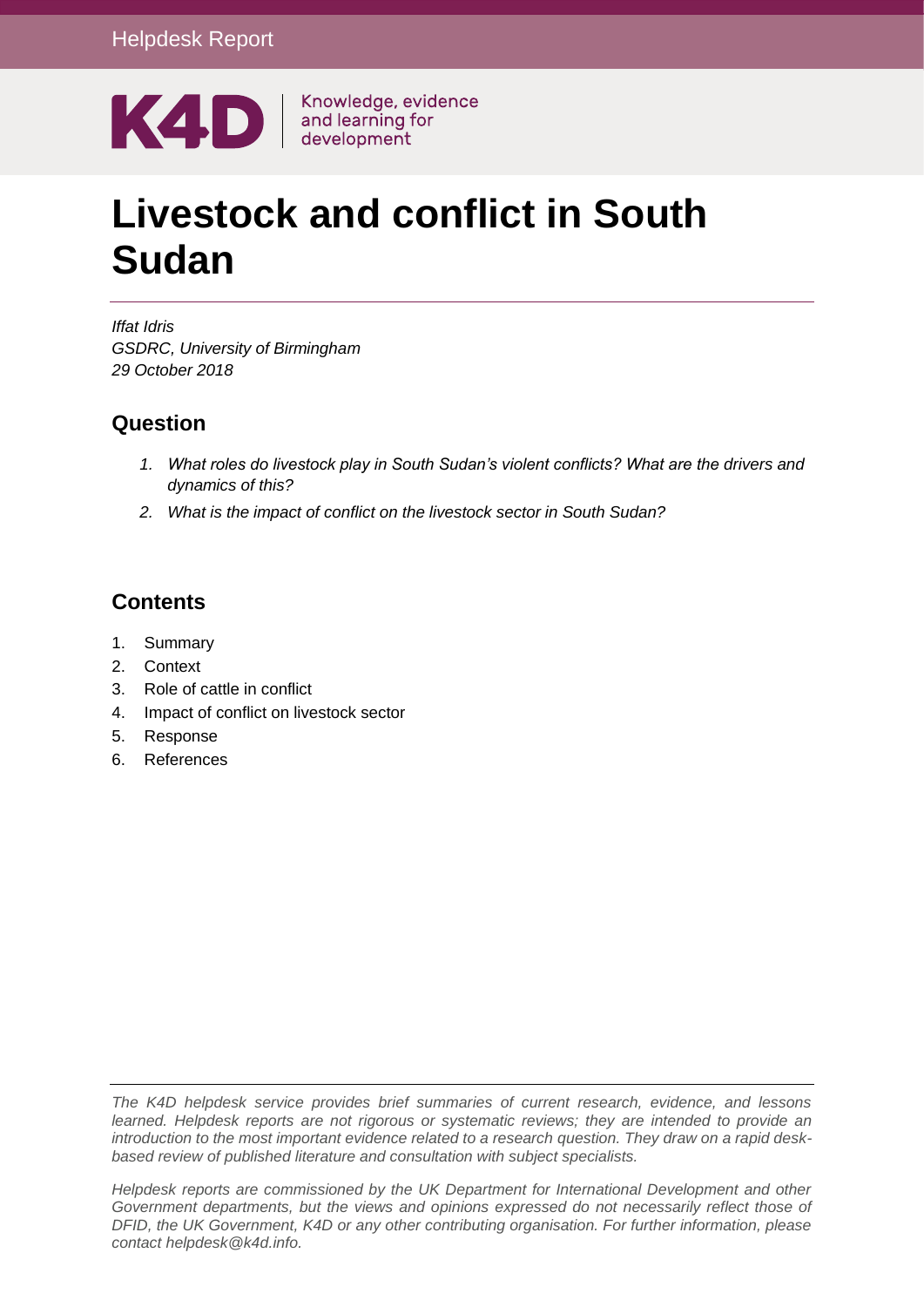Helpdesk Report

K4D Knowledge, evidence and learning for development

# Livestock and conflict in South Sudan

*Iffat Idris*
*GSDRC, University of Birmingham*
*29 October 2018*

## Question

1. *What roles do livestock play in South Sudan's violent conflicts? What are the drivers and dynamics of this?*
2. *What is the impact of conflict on the livestock sector in South Sudan?*

## Contents

1. Summary
2. Context
3. Role of cattle in conflict
4. Impact of conflict on livestock sector
5. Response
6. References

*The K4D helpdesk service provides brief summaries of current research, evidence, and lessons learned. Helpdesk reports are not rigorous or systematic reviews; they are intended to provide an introduction to the most important evidence related to a research question. They draw on a rapid desk-based review of published literature and consultation with subject specialists.*

*Helpdesk reports are commissioned by the UK Department for International Development and other Government departments, but the views and opinions expressed do not necessarily reflect those of DFID, the UK Government, K4D or any other contributing organisation. For further information, please contact helpdesk@k4d.info.*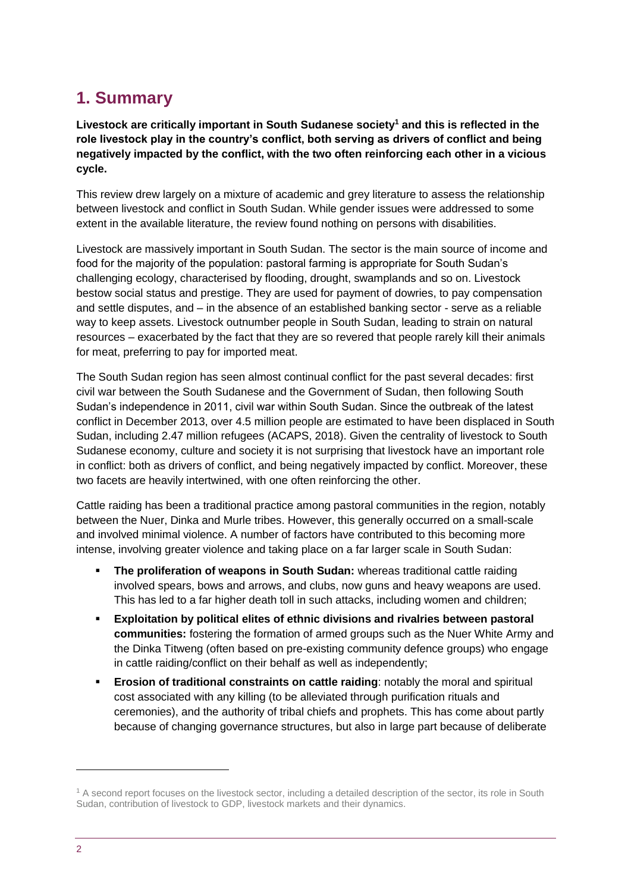# 1. Summary

**Livestock are critically important in South Sudanese society[1] and this is reflected in the role livestock play in the country's conflict, both serving as drivers of conflict and being negatively impacted by the conflict, with the two often reinforcing each other in a vicious cycle.**

This review drew largely on a mixture of academic and grey literature to assess the relationship between livestock and conflict in South Sudan. While gender issues were addressed to some extent in the available literature, the review found nothing on persons with disabilities.

Livestock are massively important in South Sudan. The sector is the main source of income and food for the majority of the population: pastoral farming is appropriate for South Sudan's challenging ecology, characterised by flooding, drought, swamplands and so on. Livestock bestow social status and prestige. They are used for payment of dowries, to pay compensation and settle disputes, and – in the absence of an established banking sector - serve as a reliable way to keep assets. Livestock outnumber people in South Sudan, leading to strain on natural resources – exacerbated by the fact that they are so revered that people rarely kill their animals for meat, preferring to pay for imported meat.

The South Sudan region has seen almost continual conflict for the past several decades: first civil war between the South Sudanese and the Government of Sudan, then following South Sudan's independence in 2011, civil war within South Sudan. Since the outbreak of the latest conflict in December 2013, over 4.5 million people are estimated to have been displaced in South Sudan, including 2.47 million refugees (ACAPS, 2018). Given the centrality of livestock to South Sudanese economy, culture and society it is not surprising that livestock have an important role in conflict: both as drivers of conflict, and being negatively impacted by conflict. Moreover, these two facets are heavily intertwined, with one often reinforcing the other.

Cattle raiding has been a traditional practice among pastoral communities in the region, notably between the Nuer, Dinka and Murle tribes. However, this generally occurred on a small-scale and involved minimal violence. A number of factors have contributed to this becoming more intense, involving greater violence and taking place on a far larger scale in South Sudan:

- **The proliferation of weapons in South Sudan:** whereas traditional cattle raiding involved spears, bows and arrows, and clubs, now guns and heavy weapons are used. This has led to a far higher death toll in such attacks, including women and children;
- **Exploitation by political elites of ethnic divisions and rivalries between pastoral communities:** fostering the formation of armed groups such as the Nuer White Army and the Dinka Titweng (often based on pre-existing community defence groups) who engage in cattle raiding/conflict on their behalf as well as independently;
- **Erosion of traditional constraints on cattle raiding**: notably the moral and spiritual cost associated with any killing (to be alleviated through purification rituals and ceremonies), and the authority of tribal chiefs and prophets. This has come about partly because of changing governance structures, but also in large part because of deliberate

[1] A second report focuses on the livestock sector, including a detailed description of the sector, its role in South Sudan, contribution of livestock to GDP, livestock markets and their dynamics.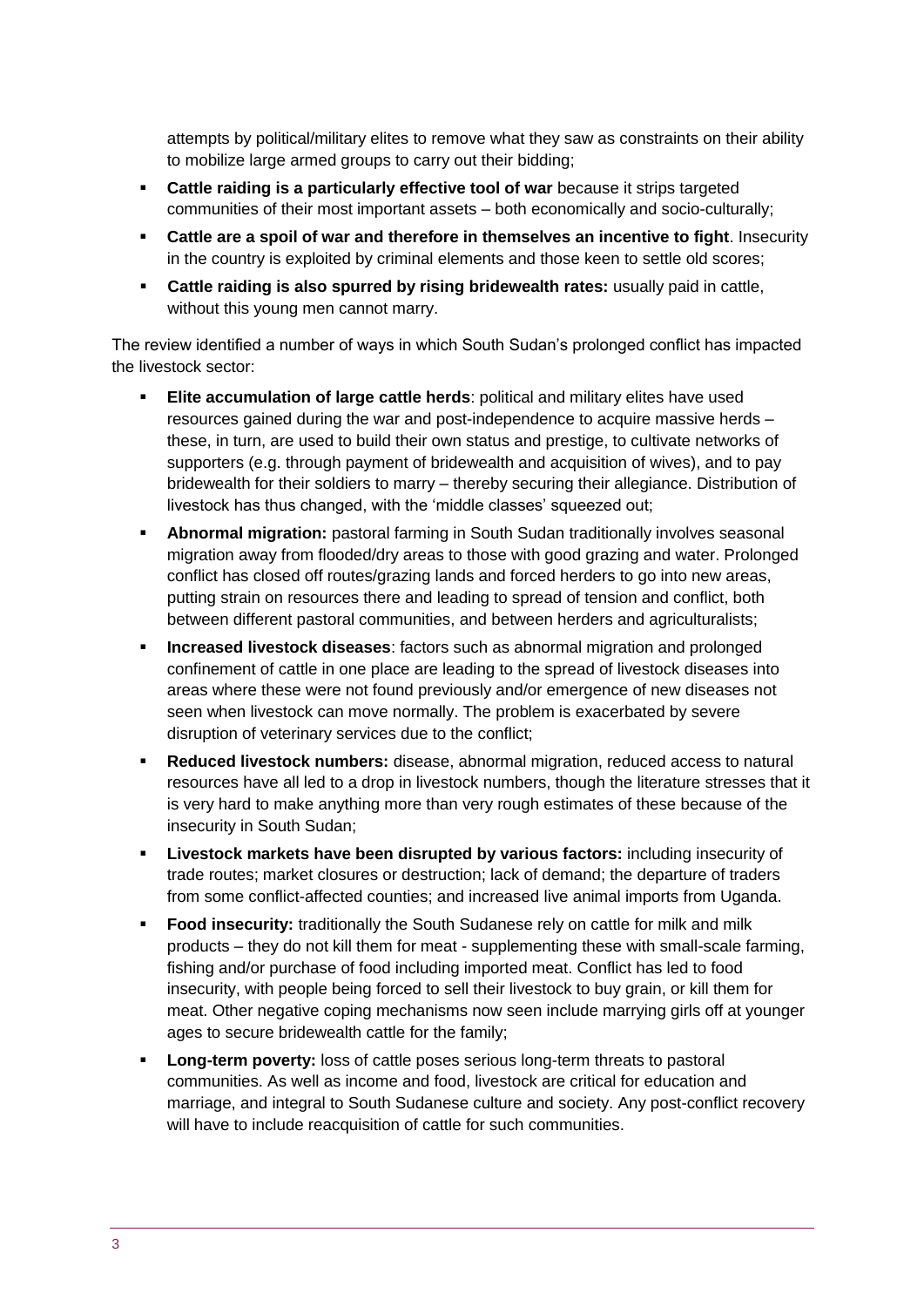attempts by political/military elites to remove what they saw as constraints on their ability to mobilize large armed groups to carry out their bidding;

- **Cattle raiding is a particularly effective tool of war** because it strips targeted communities of their most important assets – both economically and socio-culturally;
- **Cattle are a spoil of war and therefore in themselves an incentive to fight**. Insecurity in the country is exploited by criminal elements and those keen to settle old scores;
- **Cattle raiding is also spurred by rising bridewealth rates:** usually paid in cattle, without this young men cannot marry.

The review identified a number of ways in which South Sudan's prolonged conflict has impacted the livestock sector:

- **Elite accumulation of large cattle herds**: political and military elites have used resources gained during the war and post-independence to acquire massive herds – these, in turn, are used to build their own status and prestige, to cultivate networks of supporters (e.g. through payment of bridewealth and acquisition of wives), and to pay bridewealth for their soldiers to marry – thereby securing their allegiance. Distribution of livestock has thus changed, with the 'middle classes' squeezed out;
- **Abnormal migration:** pastoral farming in South Sudan traditionally involves seasonal migration away from flooded/dry areas to those with good grazing and water. Prolonged conflict has closed off routes/grazing lands and forced herders to go into new areas, putting strain on resources there and leading to spread of tension and conflict, both between different pastoral communities, and between herders and agriculturalists;
- **Increased livestock diseases**: factors such as abnormal migration and prolonged confinement of cattle in one place are leading to the spread of livestock diseases into areas where these were not found previously and/or emergence of new diseases not seen when livestock can move normally. The problem is exacerbated by severe disruption of veterinary services due to the conflict;
- **Reduced livestock numbers:** disease, abnormal migration, reduced access to natural resources have all led to a drop in livestock numbers, though the literature stresses that it is very hard to make anything more than very rough estimates of these because of the insecurity in South Sudan;
- **Livestock markets have been disrupted by various factors:** including insecurity of trade routes; market closures or destruction; lack of demand; the departure of traders from some conflict-affected counties; and increased live animal imports from Uganda.
- **Food insecurity:** traditionally the South Sudanese rely on cattle for milk and milk products – they do not kill them for meat - supplementing these with small-scale farming, fishing and/or purchase of food including imported meat. Conflict has led to food insecurity, with people being forced to sell their livestock to buy grain, or kill them for meat. Other negative coping mechanisms now seen include marrying girls off at younger ages to secure bridewealth cattle for the family;
- **Long-term poverty:** loss of cattle poses serious long-term threats to pastoral communities. As well as income and food, livestock are critical for education and marriage, and integral to South Sudanese culture and society. Any post-conflict recovery will have to include reacquisition of cattle for such communities.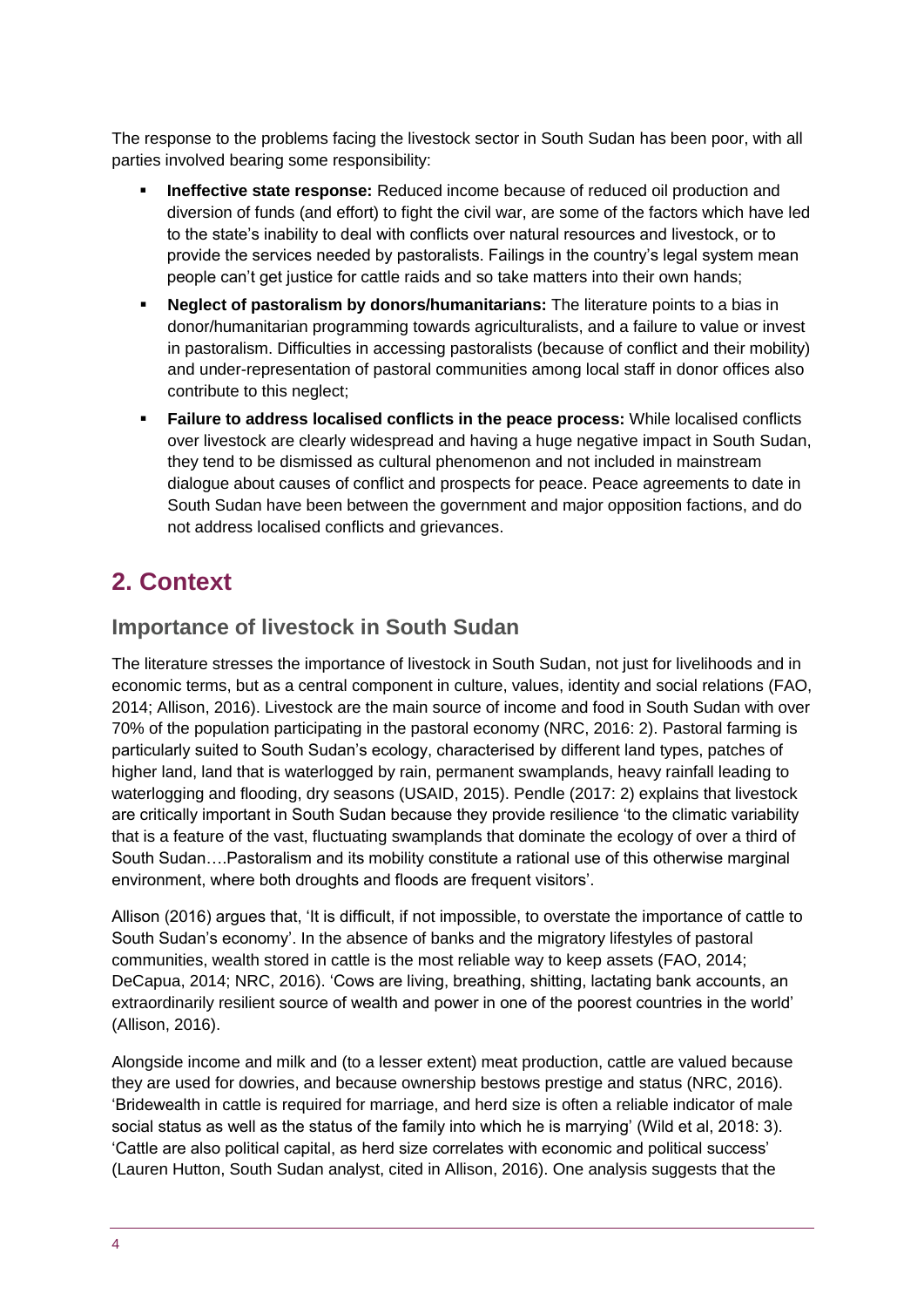The response to the problems facing the livestock sector in South Sudan has been poor, with all parties involved bearing some responsibility:

- **Ineffective state response:** Reduced income because of reduced oil production and diversion of funds (and effort) to fight the civil war, are some of the factors which have led to the state's inability to deal with conflicts over natural resources and livestock, or to provide the services needed by pastoralists. Failings in the country's legal system mean people can't get justice for cattle raids and so take matters into their own hands;
- **Neglect of pastoralism by donors/humanitarians:** The literature points to a bias in donor/humanitarian programming towards agriculturalists, and a failure to value or invest in pastoralism. Difficulties in accessing pastoralists (because of conflict and their mobility) and under-representation of pastoral communities among local staff in donor offices also contribute to this neglect;
- **Failure to address localised conflicts in the peace process:** While localised conflicts over livestock are clearly widespread and having a huge negative impact in South Sudan, they tend to be dismissed as cultural phenomenon and not included in mainstream dialogue about causes of conflict and prospects for peace. Peace agreements to date in South Sudan have been between the government and major opposition factions, and do not address localised conflicts and grievances.

# 2. Context

## Importance of livestock in South Sudan

The literature stresses the importance of livestock in South Sudan, not just for livelihoods and in economic terms, but as a central component in culture, values, identity and social relations (FAO, 2014; Allison, 2016). Livestock are the main source of income and food in South Sudan with over 70% of the population participating in the pastoral economy (NRC, 2016: 2). Pastoral farming is particularly suited to South Sudan's ecology, characterised by different land types, patches of higher land, land that is waterlogged by rain, permanent swamplands, heavy rainfall leading to waterlogging and flooding, dry seasons (USAID, 2015). Pendle (2017: 2) explains that livestock are critically important in South Sudan because they provide resilience 'to the climatic variability that is a feature of the vast, fluctuating swamplands that dominate the ecology of over a third of South Sudan….Pastoralism and its mobility constitute a rational use of this otherwise marginal environment, where both droughts and floods are frequent visitors'.

Allison (2016) argues that, 'It is difficult, if not impossible, to overstate the importance of cattle to South Sudan's economy'. In the absence of banks and the migratory lifestyles of pastoral communities, wealth stored in cattle is the most reliable way to keep assets (FAO, 2014; DeCapua, 2014; NRC, 2016). 'Cows are living, breathing, shitting, lactating bank accounts, an extraordinarily resilient source of wealth and power in one of the poorest countries in the world' (Allison, 2016).

Alongside income and milk and (to a lesser extent) meat production, cattle are valued because they are used for dowries, and because ownership bestows prestige and status (NRC, 2016). 'Bridewealth in cattle is required for marriage, and herd size is often a reliable indicator of male social status as well as the status of the family into which he is marrying' (Wild et al, 2018: 3). 'Cattle are also political capital, as herd size correlates with economic and political success' (Lauren Hutton, South Sudan analyst, cited in Allison, 2016). One analysis suggests that the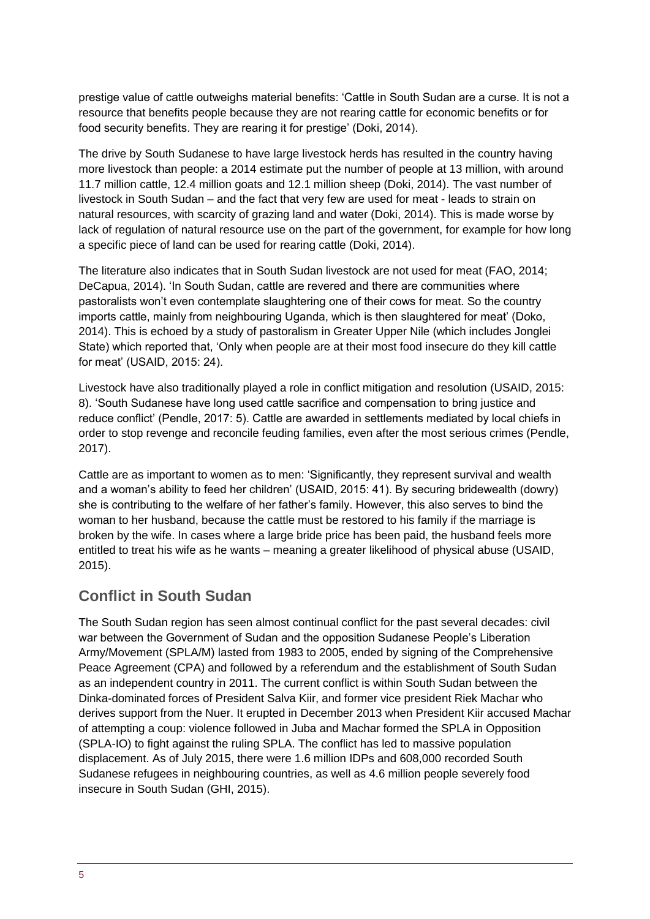prestige value of cattle outweighs material benefits: 'Cattle in South Sudan are a curse. It is not a resource that benefits people because they are not rearing cattle for economic benefits or for food security benefits. They are rearing it for prestige' (Doki, 2014).

The drive by South Sudanese to have large livestock herds has resulted in the country having more livestock than people: a 2014 estimate put the number of people at 13 million, with around 11.7 million cattle, 12.4 million goats and 12.1 million sheep (Doki, 2014). The vast number of livestock in South Sudan – and the fact that very few are used for meat - leads to strain on natural resources, with scarcity of grazing land and water (Doki, 2014). This is made worse by lack of regulation of natural resource use on the part of the government, for example for how long a specific piece of land can be used for rearing cattle (Doki, 2014).

The literature also indicates that in South Sudan livestock are not used for meat (FAO, 2014; DeCapua, 2014). 'In South Sudan, cattle are revered and there are communities where pastoralists won't even contemplate slaughtering one of their cows for meat. So the country imports cattle, mainly from neighbouring Uganda, which is then slaughtered for meat' (Doko, 2014). This is echoed by a study of pastoralism in Greater Upper Nile (which includes Jonglei State) which reported that, 'Only when people are at their most food insecure do they kill cattle for meat' (USAID, 2015: 24).

Livestock have also traditionally played a role in conflict mitigation and resolution (USAID, 2015: 8). 'South Sudanese have long used cattle sacrifice and compensation to bring justice and reduce conflict' (Pendle, 2017: 5). Cattle are awarded in settlements mediated by local chiefs in order to stop revenge and reconcile feuding families, even after the most serious crimes (Pendle, 2017).

Cattle are as important to women as to men: 'Significantly, they represent survival and wealth and a woman's ability to feed her children' (USAID, 2015: 41). By securing bridewealth (dowry) she is contributing to the welfare of her father's family. However, this also serves to bind the woman to her husband, because the cattle must be restored to his family if the marriage is broken by the wife. In cases where a large bride price has been paid, the husband feels more entitled to treat his wife as he wants – meaning a greater likelihood of physical abuse (USAID, 2015).

## Conflict in South Sudan

The South Sudan region has seen almost continual conflict for the past several decades: civil war between the Government of Sudan and the opposition Sudanese People's Liberation Army/Movement (SPLA/M) lasted from 1983 to 2005, ended by signing of the Comprehensive Peace Agreement (CPA) and followed by a referendum and the establishment of South Sudan as an independent country in 2011. The current conflict is within South Sudan between the Dinka-dominated forces of President Salva Kiir, and former vice president Riek Machar who derives support from the Nuer. It erupted in December 2013 when President Kiir accused Machar of attempting a coup: violence followed in Juba and Machar formed the SPLA in Opposition (SPLA-IO) to fight against the ruling SPLA. The conflict has led to massive population displacement. As of July 2015, there were 1.6 million IDPs and 608,000 recorded South Sudanese refugees in neighbouring countries, as well as 4.6 million people severely food insecure in South Sudan (GHI, 2015).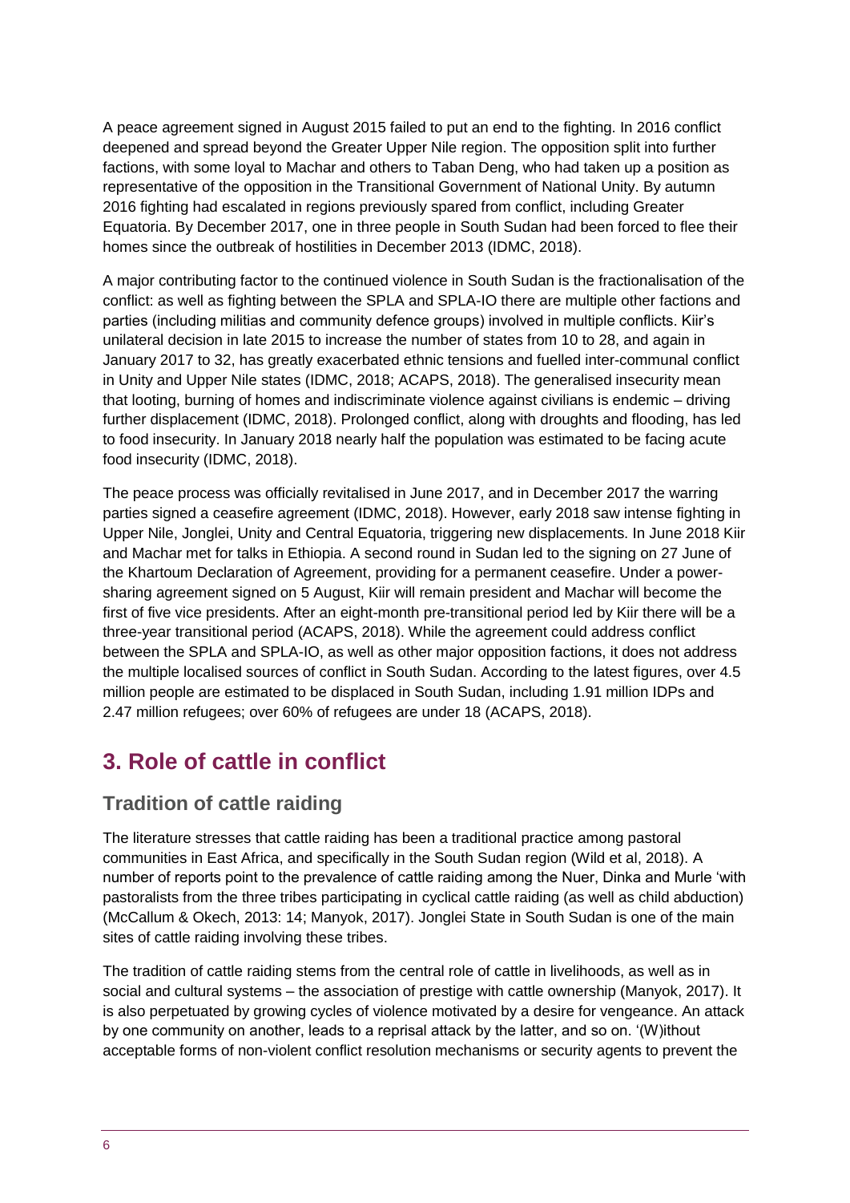A peace agreement signed in August 2015 failed to put an end to the fighting. In 2016 conflict deepened and spread beyond the Greater Upper Nile region. The opposition split into further factions, with some loyal to Machar and others to Taban Deng, who had taken up a position as representative of the opposition in the Transitional Government of National Unity. By autumn 2016 fighting had escalated in regions previously spared from conflict, including Greater Equatoria. By December 2017, one in three people in South Sudan had been forced to flee their homes since the outbreak of hostilities in December 2013 (IDMC, 2018).

A major contributing factor to the continued violence in South Sudan is the fractionalisation of the conflict: as well as fighting between the SPLA and SPLA-IO there are multiple other factions and parties (including militias and community defence groups) involved in multiple conflicts. Kiir's unilateral decision in late 2015 to increase the number of states from 10 to 28, and again in January 2017 to 32, has greatly exacerbated ethnic tensions and fuelled inter-communal conflict in Unity and Upper Nile states (IDMC, 2018; ACAPS, 2018). The generalised insecurity mean that looting, burning of homes and indiscriminate violence against civilians is endemic – driving further displacement (IDMC, 2018). Prolonged conflict, along with droughts and flooding, has led to food insecurity. In January 2018 nearly half the population was estimated to be facing acute food insecurity (IDMC, 2018).

The peace process was officially revitalised in June 2017, and in December 2017 the warring parties signed a ceasefire agreement (IDMC, 2018). However, early 2018 saw intense fighting in Upper Nile, Jonglei, Unity and Central Equatoria, triggering new displacements. In June 2018 Kiir and Machar met for talks in Ethiopia. A second round in Sudan led to the signing on 27 June of the Khartoum Declaration of Agreement, providing for a permanent ceasefire. Under a power-sharing agreement signed on 5 August, Kiir will remain president and Machar will become the first of five vice presidents. After an eight-month pre-transitional period led by Kiir there will be a three-year transitional period (ACAPS, 2018). While the agreement could address conflict between the SPLA and SPLA-IO, as well as other major opposition factions, it does not address the multiple localised sources of conflict in South Sudan. According to the latest figures, over 4.5 million people are estimated to be displaced in South Sudan, including 1.91 million IDPs and 2.47 million refugees; over 60% of refugees are under 18 (ACAPS, 2018).

## 3. Role of cattle in conflict

### Tradition of cattle raiding

The literature stresses that cattle raiding has been a traditional practice among pastoral communities in East Africa, and specifically in the South Sudan region (Wild et al, 2018). A number of reports point to the prevalence of cattle raiding among the Nuer, Dinka and Murle 'with pastoralists from the three tribes participating in cyclical cattle raiding (as well as child abduction) (McCallum & Okech, 2013: 14; Manyok, 2017). Jonglei State in South Sudan is one of the main sites of cattle raiding involving these tribes.

The tradition of cattle raiding stems from the central role of cattle in livelihoods, as well as in social and cultural systems – the association of prestige with cattle ownership (Manyok, 2017). It is also perpetuated by growing cycles of violence motivated by a desire for vengeance. An attack by one community on another, leads to a reprisal attack by the latter, and so on. '(W)ithout acceptable forms of non-violent conflict resolution mechanisms or security agents to prevent the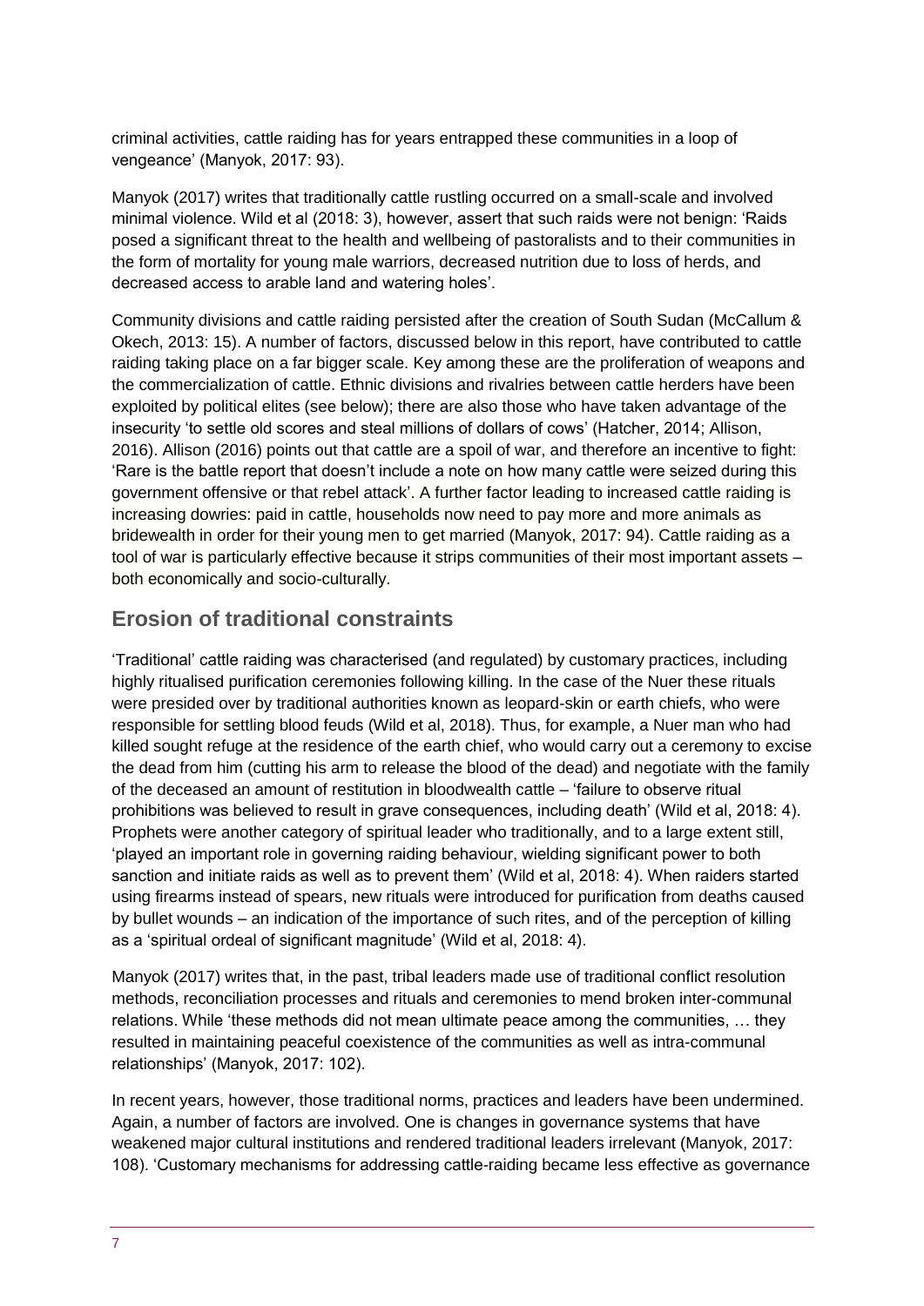criminal activities, cattle raiding has for years entrapped these communities in a loop of vengeance' (Manyok, 2017: 93).

Manyok (2017) writes that traditionally cattle rustling occurred on a small-scale and involved minimal violence. Wild et al (2018: 3), however, assert that such raids were not benign: 'Raids posed a significant threat to the health and wellbeing of pastoralists and to their communities in the form of mortality for young male warriors, decreased nutrition due to loss of herds, and decreased access to arable land and watering holes'.

Community divisions and cattle raiding persisted after the creation of South Sudan (McCallum & Okech, 2013: 15). A number of factors, discussed below in this report, have contributed to cattle raiding taking place on a far bigger scale. Key among these are the proliferation of weapons and the commercialization of cattle. Ethnic divisions and rivalries between cattle herders have been exploited by political elites (see below); there are also those who have taken advantage of the insecurity 'to settle old scores and steal millions of dollars of cows' (Hatcher, 2014; Allison, 2016). Allison (2016) points out that cattle are a spoil of war, and therefore an incentive to fight: 'Rare is the battle report that doesn't include a note on how many cattle were seized during this government offensive or that rebel attack'. A further factor leading to increased cattle raiding is increasing dowries: paid in cattle, households now need to pay more and more animals as bridewealth in order for their young men to get married (Manyok, 2017: 94). Cattle raiding as a tool of war is particularly effective because it strips communities of their most important assets – both economically and socio-culturally.

## Erosion of traditional constraints

'Traditional' cattle raiding was characterised (and regulated) by customary practices, including highly ritualised purification ceremonies following killing. In the case of the Nuer these rituals were presided over by traditional authorities known as leopard-skin or earth chiefs, who were responsible for settling blood feuds (Wild et al, 2018). Thus, for example, a Nuer man who had killed sought refuge at the residence of the earth chief, who would carry out a ceremony to excise the dead from him (cutting his arm to release the blood of the dead) and negotiate with the family of the deceased an amount of restitution in bloodwealth cattle – 'failure to observe ritual prohibitions was believed to result in grave consequences, including death' (Wild et al, 2018: 4). Prophets were another category of spiritual leader who traditionally, and to a large extent still, 'played an important role in governing raiding behaviour, wielding significant power to both sanction and initiate raids as well as to prevent them' (Wild et al, 2018: 4). When raiders started using firearms instead of spears, new rituals were introduced for purification from deaths caused by bullet wounds – an indication of the importance of such rites, and of the perception of killing as a 'spiritual ordeal of significant magnitude' (Wild et al, 2018: 4).

Manyok (2017) writes that, in the past, tribal leaders made use of traditional conflict resolution methods, reconciliation processes and rituals and ceremonies to mend broken inter-communal relations. While 'these methods did not mean ultimate peace among the communities, … they resulted in maintaining peaceful coexistence of the communities as well as intra-communal relationships' (Manyok, 2017: 102).

In recent years, however, those traditional norms, practices and leaders have been undermined. Again, a number of factors are involved. One is changes in governance systems that have weakened major cultural institutions and rendered traditional leaders irrelevant (Manyok, 2017: 108). 'Customary mechanisms for addressing cattle-raiding became less effective as governance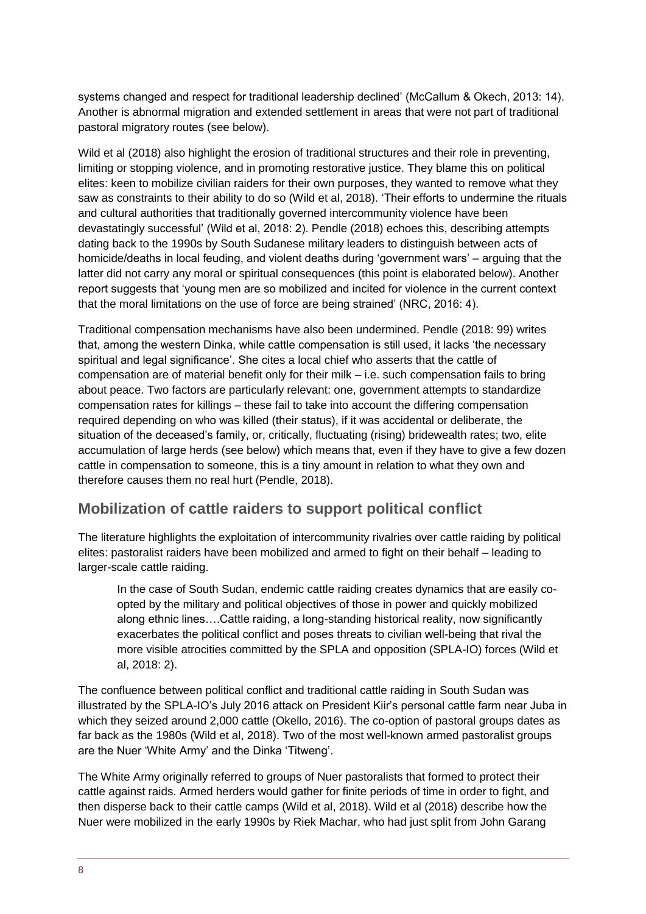systems changed and respect for traditional leadership declined' (McCallum & Okech, 2013: 14). Another is abnormal migration and extended settlement in areas that were not part of traditional pastoral migratory routes (see below).

Wild et al (2018) also highlight the erosion of traditional structures and their role in preventing, limiting or stopping violence, and in promoting restorative justice. They blame this on political elites: keen to mobilize civilian raiders for their own purposes, they wanted to remove what they saw as constraints to their ability to do so (Wild et al, 2018). 'Their efforts to undermine the rituals and cultural authorities that traditionally governed intercommunity violence have been devastatingly successful' (Wild et al, 2018: 2). Pendle (2018) echoes this, describing attempts dating back to the 1990s by South Sudanese military leaders to distinguish between acts of homicide/deaths in local feuding, and violent deaths during 'government wars' – arguing that the latter did not carry any moral or spiritual consequences (this point is elaborated below). Another report suggests that 'young men are so mobilized and incited for violence in the current context that the moral limitations on the use of force are being strained' (NRC, 2016: 4).

Traditional compensation mechanisms have also been undermined. Pendle (2018: 99) writes that, among the western Dinka, while cattle compensation is still used, it lacks 'the necessary spiritual and legal significance'. She cites a local chief who asserts that the cattle of compensation are of material benefit only for their milk – i.e. such compensation fails to bring about peace. Two factors are particularly relevant: one, government attempts to standardize compensation rates for killings – these fail to take into account the differing compensation required depending on who was killed (their status), if it was accidental or deliberate, the situation of the deceased's family, or, critically, fluctuating (rising) bridewealth rates; two, elite accumulation of large herds (see below) which means that, even if they have to give a few dozen cattle in compensation to someone, this is a tiny amount in relation to what they own and therefore causes them no real hurt (Pendle, 2018).

## Mobilization of cattle raiders to support political conflict

The literature highlights the exploitation of intercommunity rivalries over cattle raiding by political elites: pastoralist raiders have been mobilized and armed to fight on their behalf – leading to larger-scale cattle raiding.

> In the case of South Sudan, endemic cattle raiding creates dynamics that are easily co-opted by the military and political objectives of those in power and quickly mobilized along ethnic lines….Cattle raiding, a long-standing historical reality, now significantly exacerbates the political conflict and poses threats to civilian well-being that rival the more visible atrocities committed by the SPLA and opposition (SPLA-IO) forces (Wild et al, 2018: 2).

The confluence between political conflict and traditional cattle raiding in South Sudan was illustrated by the SPLA-IO's July 2016 attack on President Kiir's personal cattle farm near Juba in which they seized around 2,000 cattle (Okello, 2016). The co-option of pastoral groups dates as far back as the 1980s (Wild et al, 2018). Two of the most well-known armed pastoralist groups are the Nuer 'White Army' and the Dinka 'Titweng'.

The White Army originally referred to groups of Nuer pastoralists that formed to protect their cattle against raids. Armed herders would gather for finite periods of time in order to fight, and then disperse back to their cattle camps (Wild et al, 2018). Wild et al (2018) describe how the Nuer were mobilized in the early 1990s by Riek Machar, who had just split from John Garang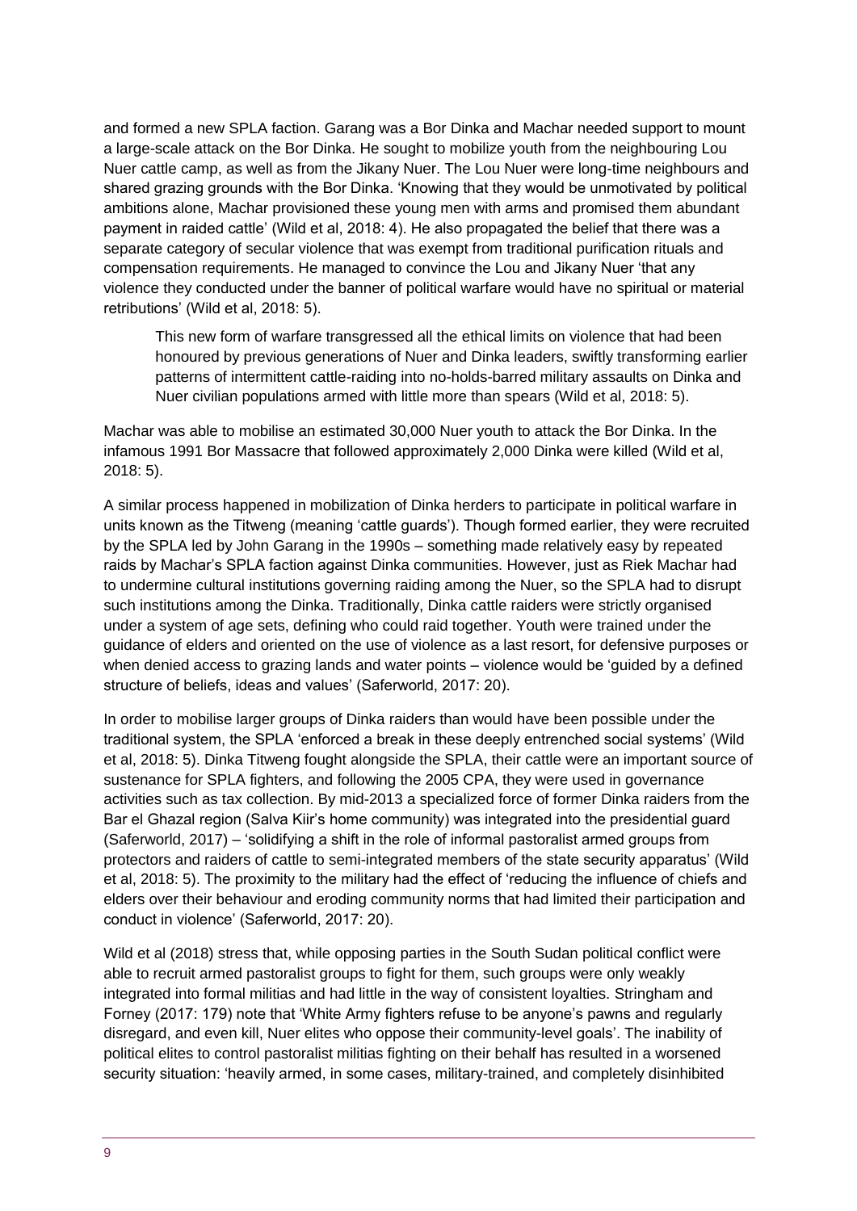and formed a new SPLA faction. Garang was a Bor Dinka and Machar needed support to mount a large-scale attack on the Bor Dinka. He sought to mobilize youth from the neighbouring Lou Nuer cattle camp, as well as from the Jikany Nuer. The Lou Nuer were long-time neighbours and shared grazing grounds with the Bor Dinka. 'Knowing that they would be unmotivated by political ambitions alone, Machar provisioned these young men with arms and promised them abundant payment in raided cattle' (Wild et al, 2018: 4). He also propagated the belief that there was a separate category of secular violence that was exempt from traditional purification rituals and compensation requirements. He managed to convince the Lou and Jikany Nuer 'that any violence they conducted under the banner of political warfare would have no spiritual or material retributions' (Wild et al, 2018: 5).

> This new form of warfare transgressed all the ethical limits on violence that had been honoured by previous generations of Nuer and Dinka leaders, swiftly transforming earlier patterns of intermittent cattle-raiding into no-holds-barred military assaults on Dinka and Nuer civilian populations armed with little more than spears (Wild et al, 2018: 5).

Machar was able to mobilise an estimated 30,000 Nuer youth to attack the Bor Dinka. In the infamous 1991 Bor Massacre that followed approximately 2,000 Dinka were killed (Wild et al, 2018: 5).

A similar process happened in mobilization of Dinka herders to participate in political warfare in units known as the Titweng (meaning 'cattle guards'). Though formed earlier, they were recruited by the SPLA led by John Garang in the 1990s – something made relatively easy by repeated raids by Machar's SPLA faction against Dinka communities. However, just as Riek Machar had to undermine cultural institutions governing raiding among the Nuer, so the SPLA had to disrupt such institutions among the Dinka. Traditionally, Dinka cattle raiders were strictly organised under a system of age sets, defining who could raid together. Youth were trained under the guidance of elders and oriented on the use of violence as a last resort, for defensive purposes or when denied access to grazing lands and water points – violence would be 'guided by a defined structure of beliefs, ideas and values' (Saferworld, 2017: 20).

In order to mobilise larger groups of Dinka raiders than would have been possible under the traditional system, the SPLA 'enforced a break in these deeply entrenched social systems' (Wild et al, 2018: 5). Dinka Titweng fought alongside the SPLA, their cattle were an important source of sustenance for SPLA fighters, and following the 2005 CPA, they were used in governance activities such as tax collection. By mid-2013 a specialized force of former Dinka raiders from the Bar el Ghazal region (Salva Kiir's home community) was integrated into the presidential guard (Saferworld, 2017) – 'solidifying a shift in the role of informal pastoralist armed groups from protectors and raiders of cattle to semi-integrated members of the state security apparatus' (Wild et al, 2018: 5). The proximity to the military had the effect of 'reducing the influence of chiefs and elders over their behaviour and eroding community norms that had limited their participation and conduct in violence' (Saferworld, 2017: 20).

Wild et al (2018) stress that, while opposing parties in the South Sudan political conflict were able to recruit armed pastoralist groups to fight for them, such groups were only weakly integrated into formal militias and had little in the way of consistent loyalties. Stringham and Forney (2017: 179) note that 'White Army fighters refuse to be anyone's pawns and regularly disregard, and even kill, Nuer elites who oppose their community-level goals'. The inability of political elites to control pastoralist militias fighting on their behalf has resulted in a worsened security situation: 'heavily armed, in some cases, military-trained, and completely disinhibited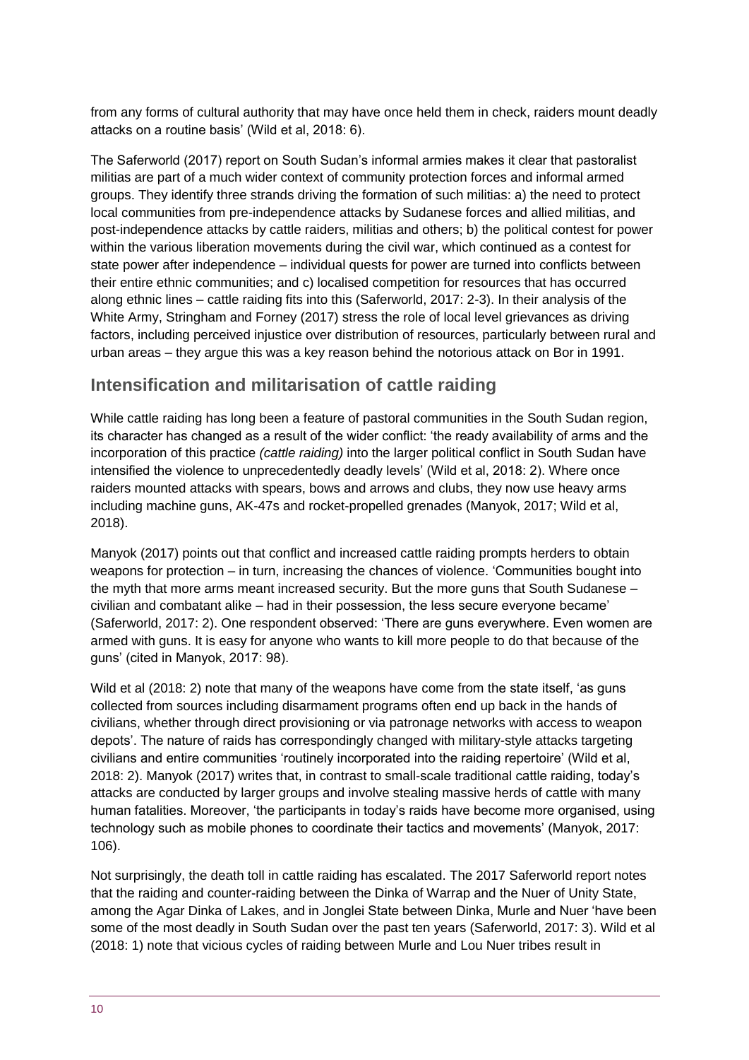from any forms of cultural authority that may have once held them in check, raiders mount deadly attacks on a routine basis' (Wild et al, 2018: 6).

The Saferworld (2017) report on South Sudan's informal armies makes it clear that pastoralist militias are part of a much wider context of community protection forces and informal armed groups. They identify three strands driving the formation of such militias: a) the need to protect local communities from pre-independence attacks by Sudanese forces and allied militias, and post-independence attacks by cattle raiders, militias and others; b) the political contest for power within the various liberation movements during the civil war, which continued as a contest for state power after independence – individual quests for power are turned into conflicts between their entire ethnic communities; and c) localised competition for resources that has occurred along ethnic lines – cattle raiding fits into this (Saferworld, 2017: 2-3). In their analysis of the White Army, Stringham and Forney (2017) stress the role of local level grievances as driving factors, including perceived injustice over distribution of resources, particularly between rural and urban areas – they argue this was a key reason behind the notorious attack on Bor in 1991.

## Intensification and militarisation of cattle raiding

While cattle raiding has long been a feature of pastoral communities in the South Sudan region, its character has changed as a result of the wider conflict: 'the ready availability of arms and the incorporation of this practice *(cattle raiding)* into the larger political conflict in South Sudan have intensified the violence to unprecedentedly deadly levels' (Wild et al, 2018: 2). Where once raiders mounted attacks with spears, bows and arrows and clubs, they now use heavy arms including machine guns, AK-47s and rocket-propelled grenades (Manyok, 2017; Wild et al, 2018).

Manyok (2017) points out that conflict and increased cattle raiding prompts herders to obtain weapons for protection – in turn, increasing the chances of violence. 'Communities bought into the myth that more arms meant increased security. But the more guns that South Sudanese – civilian and combatant alike – had in their possession, the less secure everyone became' (Saferworld, 2017: 2). One respondent observed: 'There are guns everywhere. Even women are armed with guns. It is easy for anyone who wants to kill more people to do that because of the guns' (cited in Manyok, 2017: 98).

Wild et al (2018: 2) note that many of the weapons have come from the state itself, 'as guns collected from sources including disarmament programs often end up back in the hands of civilians, whether through direct provisioning or via patronage networks with access to weapon depots'. The nature of raids has correspondingly changed with military-style attacks targeting civilians and entire communities 'routinely incorporated into the raiding repertoire' (Wild et al, 2018: 2). Manyok (2017) writes that, in contrast to small-scale traditional cattle raiding, today's attacks are conducted by larger groups and involve stealing massive herds of cattle with many human fatalities. Moreover, 'the participants in today's raids have become more organised, using technology such as mobile phones to coordinate their tactics and movements' (Manyok, 2017: 106).

Not surprisingly, the death toll in cattle raiding has escalated. The 2017 Saferworld report notes that the raiding and counter-raiding between the Dinka of Warrap and the Nuer of Unity State, among the Agar Dinka of Lakes, and in Jonglei State between Dinka, Murle and Nuer 'have been some of the most deadly in South Sudan over the past ten years (Saferworld, 2017: 3). Wild et al (2018: 1) note that vicious cycles of raiding between Murle and Lou Nuer tribes result in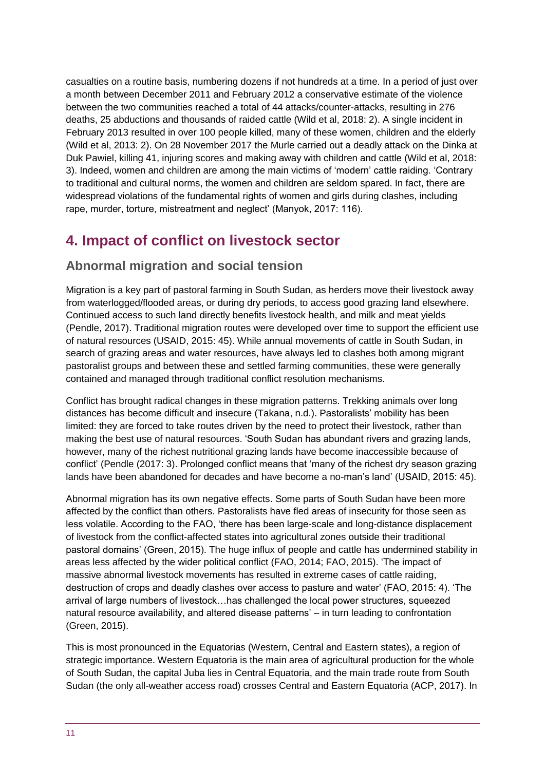casualties on a routine basis, numbering dozens if not hundreds at a time. In a period of just over a month between December 2011 and February 2012 a conservative estimate of the violence between the two communities reached a total of 44 attacks/counter-attacks, resulting in 276 deaths, 25 abductions and thousands of raided cattle (Wild et al, 2018: 2). A single incident in February 2013 resulted in over 100 people killed, many of these women, children and the elderly (Wild et al, 2013: 2). On 28 November 2017 the Murle carried out a deadly attack on the Dinka at Duk Pawiel, killing 41, injuring scores and making away with children and cattle (Wild et al, 2018: 3). Indeed, women and children are among the main victims of 'modern' cattle raiding. 'Contrary to traditional and cultural norms, the women and children are seldom spared. In fact, there are widespread violations of the fundamental rights of women and girls during clashes, including rape, murder, torture, mistreatment and neglect' (Manyok, 2017: 116).

## 4. Impact of conflict on livestock sector

### Abnormal migration and social tension

Migration is a key part of pastoral farming in South Sudan, as herders move their livestock away from waterlogged/flooded areas, or during dry periods, to access good grazing land elsewhere. Continued access to such land directly benefits livestock health, and milk and meat yields (Pendle, 2017). Traditional migration routes were developed over time to support the efficient use of natural resources (USAID, 2015: 45). While annual movements of cattle in South Sudan, in search of grazing areas and water resources, have always led to clashes both among migrant pastoralist groups and between these and settled farming communities, these were generally contained and managed through traditional conflict resolution mechanisms.

Conflict has brought radical changes in these migration patterns. Trekking animals over long distances has become difficult and insecure (Takana, n.d.). Pastoralists' mobility has been limited: they are forced to take routes driven by the need to protect their livestock, rather than making the best use of natural resources. 'South Sudan has abundant rivers and grazing lands, however, many of the richest nutritional grazing lands have become inaccessible because of conflict' (Pendle (2017: 3). Prolonged conflict means that 'many of the richest dry season grazing lands have been abandoned for decades and have become a no-man's land' (USAID, 2015: 45).

Abnormal migration has its own negative effects. Some parts of South Sudan have been more affected by the conflict than others. Pastoralists have fled areas of insecurity for those seen as less volatile. According to the FAO, 'there has been large-scale and long-distance displacement of livestock from the conflict-affected states into agricultural zones outside their traditional pastoral domains' (Green, 2015). The huge influx of people and cattle has undermined stability in areas less affected by the wider political conflict (FAO, 2014; FAO, 2015). 'The impact of massive abnormal livestock movements has resulted in extreme cases of cattle raiding, destruction of crops and deadly clashes over access to pasture and water' (FAO, 2015: 4). 'The arrival of large numbers of livestock…has challenged the local power structures, squeezed natural resource availability, and altered disease patterns' – in turn leading to confrontation (Green, 2015).

This is most pronounced in the Equatorias (Western, Central and Eastern states), a region of strategic importance. Western Equatoria is the main area of agricultural production for the whole of South Sudan, the capital Juba lies in Central Equatoria, and the main trade route from South Sudan (the only all-weather access road) crosses Central and Eastern Equatoria (ACP, 2017). In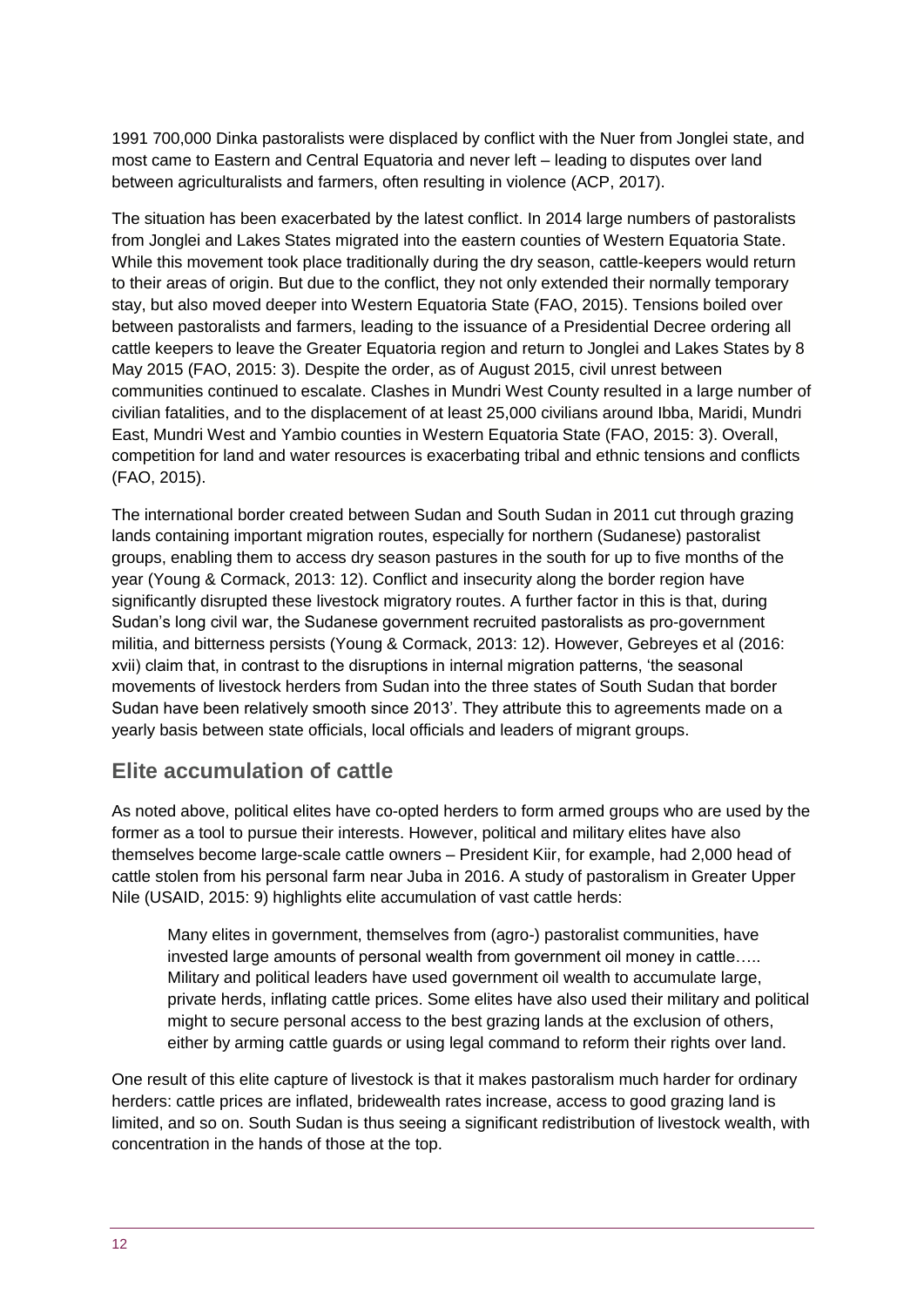1991 700,000 Dinka pastoralists were displaced by conflict with the Nuer from Jonglei state, and most came to Eastern and Central Equatoria and never left – leading to disputes over land between agriculturalists and farmers, often resulting in violence (ACP, 2017).

The situation has been exacerbated by the latest conflict. In 2014 large numbers of pastoralists from Jonglei and Lakes States migrated into the eastern counties of Western Equatoria State. While this movement took place traditionally during the dry season, cattle-keepers would return to their areas of origin. But due to the conflict, they not only extended their normally temporary stay, but also moved deeper into Western Equatoria State (FAO, 2015). Tensions boiled over between pastoralists and farmers, leading to the issuance of a Presidential Decree ordering all cattle keepers to leave the Greater Equatoria region and return to Jonglei and Lakes States by 8 May 2015 (FAO, 2015: 3). Despite the order, as of August 2015, civil unrest between communities continued to escalate. Clashes in Mundri West County resulted in a large number of civilian fatalities, and to the displacement of at least 25,000 civilians around Ibba, Maridi, Mundri East, Mundri West and Yambio counties in Western Equatoria State (FAO, 2015: 3). Overall, competition for land and water resources is exacerbating tribal and ethnic tensions and conflicts (FAO, 2015).

The international border created between Sudan and South Sudan in 2011 cut through grazing lands containing important migration routes, especially for northern (Sudanese) pastoralist groups, enabling them to access dry season pastures in the south for up to five months of the year (Young & Cormack, 2013: 12). Conflict and insecurity along the border region have significantly disrupted these livestock migratory routes. A further factor in this is that, during Sudan's long civil war, the Sudanese government recruited pastoralists as pro-government militia, and bitterness persists (Young & Cormack, 2013: 12). However, Gebreyes et al (2016: xvii) claim that, in contrast to the disruptions in internal migration patterns, 'the seasonal movements of livestock herders from Sudan into the three states of South Sudan that border Sudan have been relatively smooth since 2013'. They attribute this to agreements made on a yearly basis between state officials, local officials and leaders of migrant groups.

## Elite accumulation of cattle

As noted above, political elites have co-opted herders to form armed groups who are used by the former as a tool to pursue their interests. However, political and military elites have also themselves become large-scale cattle owners – President Kiir, for example, had 2,000 head of cattle stolen from his personal farm near Juba in 2016. A study of pastoralism in Greater Upper Nile (USAID, 2015: 9) highlights elite accumulation of vast cattle herds:

> Many elites in government, themselves from (agro-) pastoralist communities, have invested large amounts of personal wealth from government oil money in cattle….. Military and political leaders have used government oil wealth to accumulate large, private herds, inflating cattle prices. Some elites have also used their military and political might to secure personal access to the best grazing lands at the exclusion of others, either by arming cattle guards or using legal command to reform their rights over land.

One result of this elite capture of livestock is that it makes pastoralism much harder for ordinary herders: cattle prices are inflated, bridewealth rates increase, access to good grazing land is limited, and so on. South Sudan is thus seeing a significant redistribution of livestock wealth, with concentration in the hands of those at the top.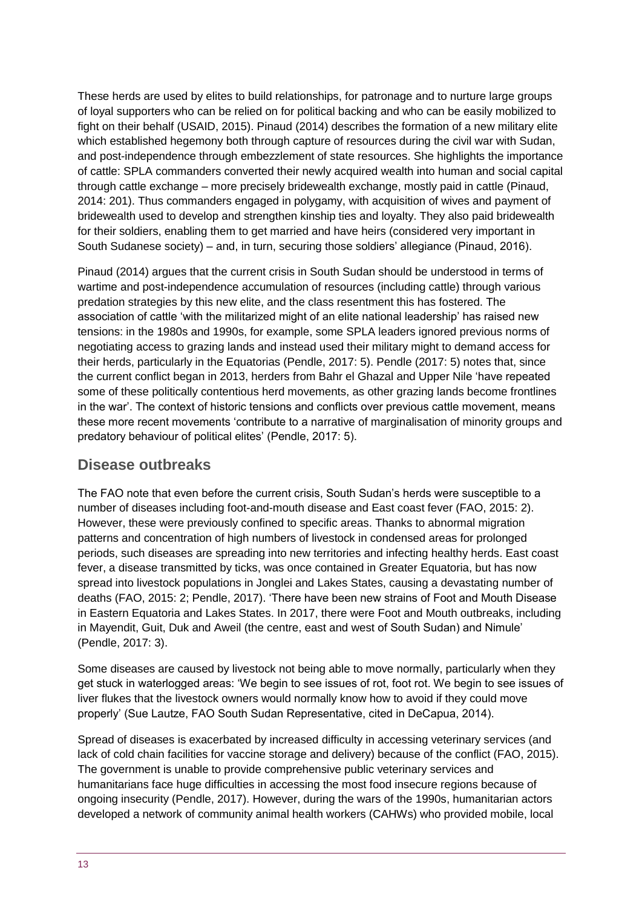These herds are used by elites to build relationships, for patronage and to nurture large groups of loyal supporters who can be relied on for political backing and who can be easily mobilized to fight on their behalf (USAID, 2015). Pinaud (2014) describes the formation of a new military elite which established hegemony both through capture of resources during the civil war with Sudan, and post-independence through embezzlement of state resources. She highlights the importance of cattle: SPLA commanders converted their newly acquired wealth into human and social capital through cattle exchange – more precisely bridewealth exchange, mostly paid in cattle (Pinaud, 2014: 201). Thus commanders engaged in polygamy, with acquisition of wives and payment of bridewealth used to develop and strengthen kinship ties and loyalty. They also paid bridewealth for their soldiers, enabling them to get married and have heirs (considered very important in South Sudanese society) – and, in turn, securing those soldiers' allegiance (Pinaud, 2016).

Pinaud (2014) argues that the current crisis in South Sudan should be understood in terms of wartime and post-independence accumulation of resources (including cattle) through various predation strategies by this new elite, and the class resentment this has fostered. The association of cattle 'with the militarized might of an elite national leadership' has raised new tensions: in the 1980s and 1990s, for example, some SPLA leaders ignored previous norms of negotiating access to grazing lands and instead used their military might to demand access for their herds, particularly in the Equatorias (Pendle, 2017: 5). Pendle (2017: 5) notes that, since the current conflict began in 2013, herders from Bahr el Ghazal and Upper Nile 'have repeated some of these politically contentious herd movements, as other grazing lands become frontlines in the war'. The context of historic tensions and conflicts over previous cattle movement, means these more recent movements 'contribute to a narrative of marginalisation of minority groups and predatory behaviour of political elites' (Pendle, 2017: 5).

## Disease outbreaks

The FAO note that even before the current crisis, South Sudan's herds were susceptible to a number of diseases including foot-and-mouth disease and East coast fever (FAO, 2015: 2). However, these were previously confined to specific areas. Thanks to abnormal migration patterns and concentration of high numbers of livestock in condensed areas for prolonged periods, such diseases are spreading into new territories and infecting healthy herds. East coast fever, a disease transmitted by ticks, was once contained in Greater Equatoria, but has now spread into livestock populations in Jonglei and Lakes States, causing a devastating number of deaths (FAO, 2015: 2; Pendle, 2017). 'There have been new strains of Foot and Mouth Disease in Eastern Equatoria and Lakes States. In 2017, there were Foot and Mouth outbreaks, including in Mayendit, Guit, Duk and Aweil (the centre, east and west of South Sudan) and Nimule' (Pendle, 2017: 3).

Some diseases are caused by livestock not being able to move normally, particularly when they get stuck in waterlogged areas: 'We begin to see issues of rot, foot rot. We begin to see issues of liver flukes that the livestock owners would normally know how to avoid if they could move properly' (Sue Lautze, FAO South Sudan Representative, cited in DeCapua, 2014).

Spread of diseases is exacerbated by increased difficulty in accessing veterinary services (and lack of cold chain facilities for vaccine storage and delivery) because of the conflict (FAO, 2015). The government is unable to provide comprehensive public veterinary services and humanitarians face huge difficulties in accessing the most food insecure regions because of ongoing insecurity (Pendle, 2017). However, during the wars of the 1990s, humanitarian actors developed a network of community animal health workers (CAHWs) who provided mobile, local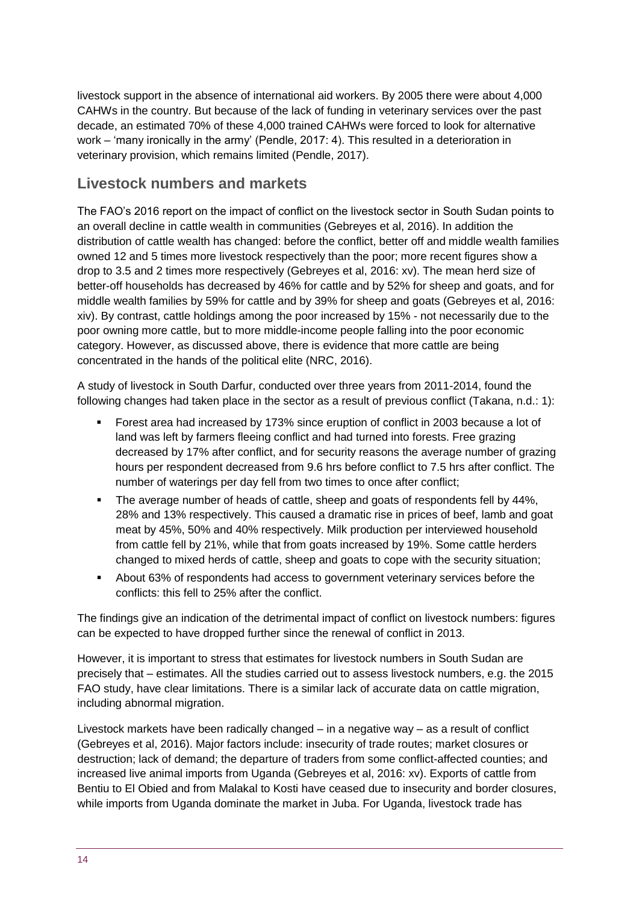livestock support in the absence of international aid workers. By 2005 there were about 4,000 CAHWs in the country. But because of the lack of funding in veterinary services over the past decade, an estimated 70% of these 4,000 trained CAHWs were forced to look for alternative work – 'many ironically in the army' (Pendle, 2017: 4). This resulted in a deterioration in veterinary provision, which remains limited (Pendle, 2017).

## Livestock numbers and markets

The FAO's 2016 report on the impact of conflict on the livestock sector in South Sudan points to an overall decline in cattle wealth in communities (Gebreyes et al, 2016). In addition the distribution of cattle wealth has changed: before the conflict, better off and middle wealth families owned 12 and 5 times more livestock respectively than the poor; more recent figures show a drop to 3.5 and 2 times more respectively (Gebreyes et al, 2016: xv). The mean herd size of better-off households has decreased by 46% for cattle and by 52% for sheep and goats, and for middle wealth families by 59% for cattle and by 39% for sheep and goats (Gebreyes et al, 2016: xiv). By contrast, cattle holdings among the poor increased by 15% - not necessarily due to the poor owning more cattle, but to more middle-income people falling into the poor economic category. However, as discussed above, there is evidence that more cattle are being concentrated in the hands of the political elite (NRC, 2016).

A study of livestock in South Darfur, conducted over three years from 2011-2014, found the following changes had taken place in the sector as a result of previous conflict (Takana, n.d.: 1):

- Forest area had increased by 173% since eruption of conflict in 2003 because a lot of land was left by farmers fleeing conflict and had turned into forests. Free grazing decreased by 17% after conflict, and for security reasons the average number of grazing hours per respondent decreased from 9.6 hrs before conflict to 7.5 hrs after conflict. The number of waterings per day fell from two times to once after conflict;
- The average number of heads of cattle, sheep and goats of respondents fell by 44%, 28% and 13% respectively. This caused a dramatic rise in prices of beef, lamb and goat meat by 45%, 50% and 40% respectively. Milk production per interviewed household from cattle fell by 21%, while that from goats increased by 19%. Some cattle herders changed to mixed herds of cattle, sheep and goats to cope with the security situation;
- About 63% of respondents had access to government veterinary services before the conflicts: this fell to 25% after the conflict.

The findings give an indication of the detrimental impact of conflict on livestock numbers: figures can be expected to have dropped further since the renewal of conflict in 2013.

However, it is important to stress that estimates for livestock numbers in South Sudan are precisely that – estimates. All the studies carried out to assess livestock numbers, e.g. the 2015 FAO study, have clear limitations. There is a similar lack of accurate data on cattle migration, including abnormal migration.

Livestock markets have been radically changed – in a negative way – as a result of conflict (Gebreyes et al, 2016). Major factors include: insecurity of trade routes; market closures or destruction; lack of demand; the departure of traders from some conflict-affected counties; and increased live animal imports from Uganda (Gebreyes et al, 2016: xv). Exports of cattle from Bentiu to El Obied and from Malakal to Kosti have ceased due to insecurity and border closures, while imports from Uganda dominate the market in Juba. For Uganda, livestock trade has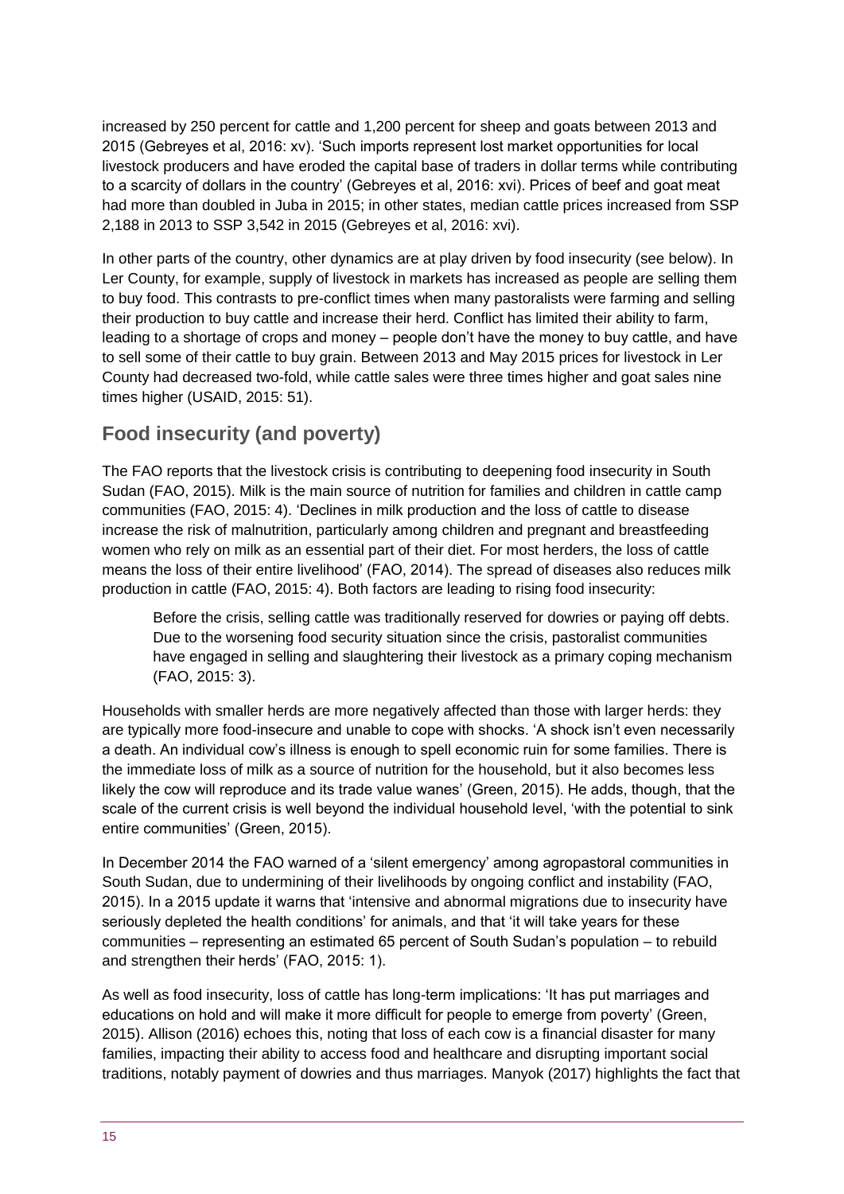increased by 250 percent for cattle and 1,200 percent for sheep and goats between 2013 and 2015 (Gebreyes et al, 2016: xv). 'Such imports represent lost market opportunities for local livestock producers and have eroded the capital base of traders in dollar terms while contributing to a scarcity of dollars in the country' (Gebreyes et al, 2016: xvi). Prices of beef and goat meat had more than doubled in Juba in 2015; in other states, median cattle prices increased from SSP 2,188 in 2013 to SSP 3,542 in 2015 (Gebreyes et al, 2016: xvi).

In other parts of the country, other dynamics are at play driven by food insecurity (see below). In Ler County, for example, supply of livestock in markets has increased as people are selling them to buy food. This contrasts to pre-conflict times when many pastoralists were farming and selling their production to buy cattle and increase their herd. Conflict has limited their ability to farm, leading to a shortage of crops and money – people don't have the money to buy cattle, and have to sell some of their cattle to buy grain. Between 2013 and May 2015 prices for livestock in Ler County had decreased two-fold, while cattle sales were three times higher and goat sales nine times higher (USAID, 2015: 51).

## Food insecurity (and poverty)

The FAO reports that the livestock crisis is contributing to deepening food insecurity in South Sudan (FAO, 2015). Milk is the main source of nutrition for families and children in cattle camp communities (FAO, 2015: 4). 'Declines in milk production and the loss of cattle to disease increase the risk of malnutrition, particularly among children and pregnant and breastfeeding women who rely on milk as an essential part of their diet. For most herders, the loss of cattle means the loss of their entire livelihood' (FAO, 2014). The spread of diseases also reduces milk production in cattle (FAO, 2015: 4). Both factors are leading to rising food insecurity:

> Before the crisis, selling cattle was traditionally reserved for dowries or paying off debts. Due to the worsening food security situation since the crisis, pastoralist communities have engaged in selling and slaughtering their livestock as a primary coping mechanism (FAO, 2015: 3).

Households with smaller herds are more negatively affected than those with larger herds: they are typically more food-insecure and unable to cope with shocks. 'A shock isn't even necessarily a death. An individual cow's illness is enough to spell economic ruin for some families. There is the immediate loss of milk as a source of nutrition for the household, but it also becomes less likely the cow will reproduce and its trade value wanes' (Green, 2015). He adds, though, that the scale of the current crisis is well beyond the individual household level, 'with the potential to sink entire communities' (Green, 2015).

In December 2014 the FAO warned of a 'silent emergency' among agropastoral communities in South Sudan, due to undermining of their livelihoods by ongoing conflict and instability (FAO, 2015). In a 2015 update it warns that 'intensive and abnormal migrations due to insecurity have seriously depleted the health conditions' for animals, and that 'it will take years for these communities – representing an estimated 65 percent of South Sudan's population – to rebuild and strengthen their herds' (FAO, 2015: 1).

As well as food insecurity, loss of cattle has long-term implications: 'It has put marriages and educations on hold and will make it more difficult for people to emerge from poverty' (Green, 2015). Allison (2016) echoes this, noting that loss of each cow is a financial disaster for many families, impacting their ability to access food and healthcare and disrupting important social traditions, notably payment of dowries and thus marriages. Manyok (2017) highlights the fact that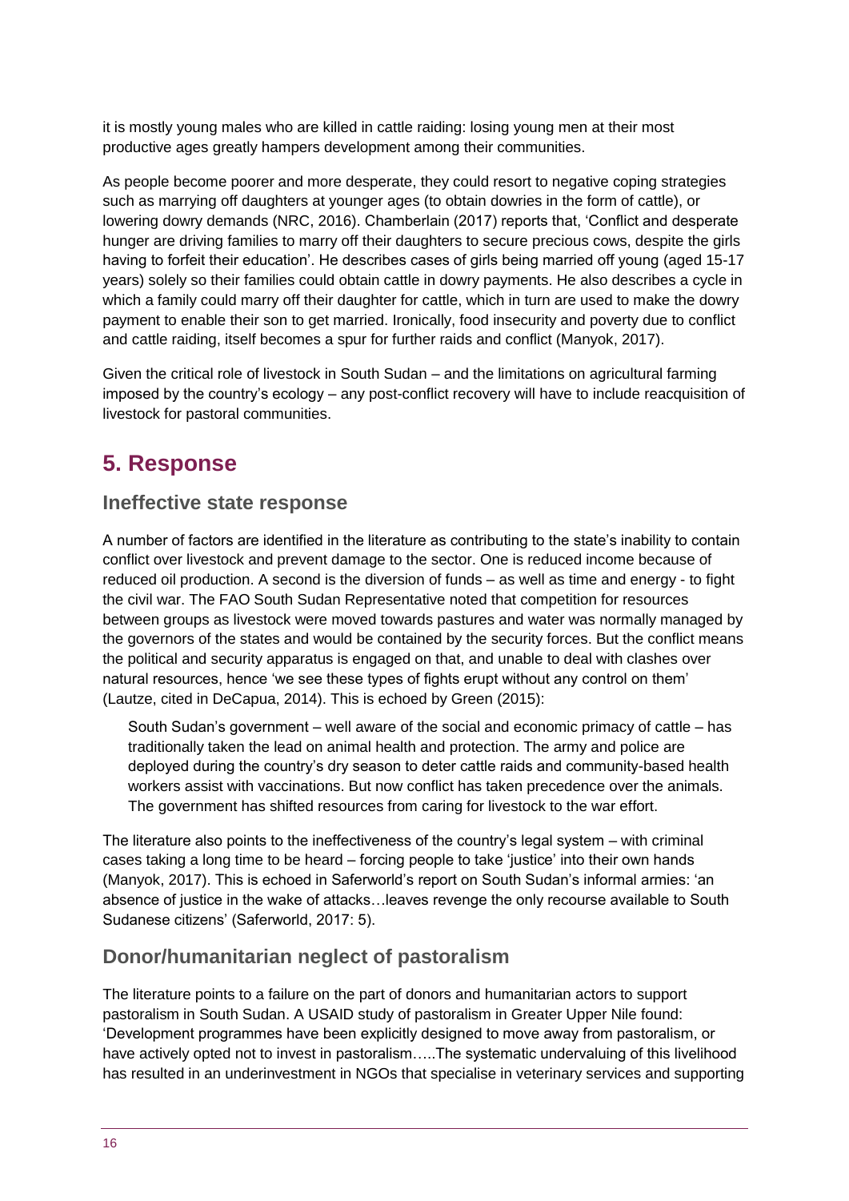it is mostly young males who are killed in cattle raiding: losing young men at their most productive ages greatly hampers development among their communities.

As people become poorer and more desperate, they could resort to negative coping strategies such as marrying off daughters at younger ages (to obtain dowries in the form of cattle), or lowering dowry demands (NRC, 2016). Chamberlain (2017) reports that, 'Conflict and desperate hunger are driving families to marry off their daughters to secure precious cows, despite the girls having to forfeit their education'. He describes cases of girls being married off young (aged 15-17 years) solely so their families could obtain cattle in dowry payments. He also describes a cycle in which a family could marry off their daughter for cattle, which in turn are used to make the dowry payment to enable their son to get married. Ironically, food insecurity and poverty due to conflict and cattle raiding, itself becomes a spur for further raids and conflict (Manyok, 2017).

Given the critical role of livestock in South Sudan – and the limitations on agricultural farming imposed by the country's ecology – any post-conflict recovery will have to include reacquisition of livestock for pastoral communities.

## 5. Response

### Ineffective state response

A number of factors are identified in the literature as contributing to the state's inability to contain conflict over livestock and prevent damage to the sector. One is reduced income because of reduced oil production. A second is the diversion of funds – as well as time and energy - to fight the civil war. The FAO South Sudan Representative noted that competition for resources between groups as livestock were moved towards pastures and water was normally managed by the governors of the states and would be contained by the security forces. But the conflict means the political and security apparatus is engaged on that, and unable to deal with clashes over natural resources, hence 'we see these types of fights erupt without any control on them' (Lautze, cited in DeCapua, 2014). This is echoed by Green (2015):

> South Sudan's government – well aware of the social and economic primacy of cattle – has traditionally taken the lead on animal health and protection. The army and police are deployed during the country's dry season to deter cattle raids and community-based health workers assist with vaccinations. But now conflict has taken precedence over the animals. The government has shifted resources from caring for livestock to the war effort.

The literature also points to the ineffectiveness of the country's legal system – with criminal cases taking a long time to be heard – forcing people to take 'justice' into their own hands (Manyok, 2017). This is echoed in Saferworld's report on South Sudan's informal armies: 'an absence of justice in the wake of attacks…leaves revenge the only recourse available to South Sudanese citizens' (Saferworld, 2017: 5).

### Donor/humanitarian neglect of pastoralism

The literature points to a failure on the part of donors and humanitarian actors to support pastoralism in South Sudan. A USAID study of pastoralism in Greater Upper Nile found: 'Development programmes have been explicitly designed to move away from pastoralism, or have actively opted not to invest in pastoralism…..The systematic undervaluing of this livelihood has resulted in an underinvestment in NGOs that specialise in veterinary services and supporting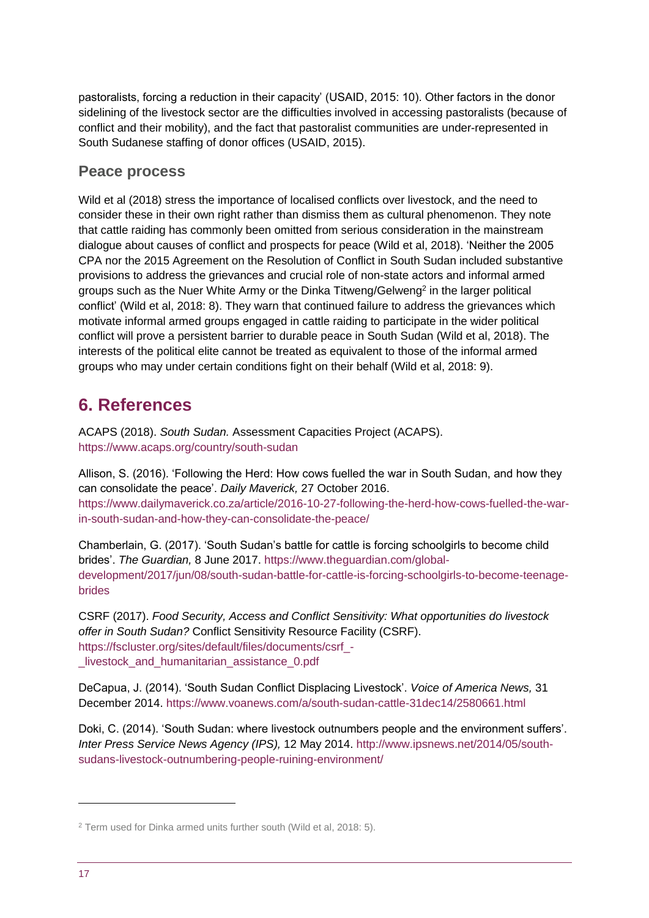pastoralists, forcing a reduction in their capacity' (USAID, 2015: 10). Other factors in the donor sidelining of the livestock sector are the difficulties involved in accessing pastoralists (because of conflict and their mobility), and the fact that pastoralist communities are under-represented in South Sudanese staffing of donor offices (USAID, 2015).

### Peace process

Wild et al (2018) stress the importance of localised conflicts over livestock, and the need to consider these in their own right rather than dismiss them as cultural phenomenon. They note that cattle raiding has commonly been omitted from serious consideration in the mainstream dialogue about causes of conflict and prospects for peace (Wild et al, 2018). 'Neither the 2005 CPA nor the 2015 Agreement on the Resolution of Conflict in South Sudan included substantive provisions to address the grievances and crucial role of non-state actors and informal armed groups such as the Nuer White Army or the Dinka Titweng/Gelweng[2] in the larger political conflict' (Wild et al, 2018: 8). They warn that continued failure to address the grievances which motivate informal armed groups engaged in cattle raiding to participate in the wider political conflict will prove a persistent barrier to durable peace in South Sudan (Wild et al, 2018). The interests of the political elite cannot be treated as equivalent to those of the informal armed groups who may under certain conditions fight on their behalf (Wild et al, 2018: 9).

## 6. References

ACAPS (2018). *South Sudan.* Assessment Capacities Project (ACAPS). https://www.acaps.org/country/south-sudan

Allison, S. (2016). 'Following the Herd: How cows fuelled the war in South Sudan, and how they can consolidate the peace'. *Daily Maverick,* 27 October 2016. https://www.dailymaverick.co.za/article/2016-10-27-following-the-herd-how-cows-fuelled-the-war-in-south-sudan-and-how-they-can-consolidate-the-peace/

Chamberlain, G. (2017). 'South Sudan's battle for cattle is forcing schoolgirls to become child brides'. *The Guardian,* 8 June 2017. https://www.theguardian.com/global-development/2017/jun/08/south-sudan-battle-for-cattle-is-forcing-schoolgirls-to-become-teenage-brides

CSRF (2017). *Food Security, Access and Conflict Sensitivity: What opportunities do livestock offer in South Sudan?* Conflict Sensitivity Resource Facility (CSRF). https://fscluster.org/sites/default/files/documents/csrf_-_livestock_and_humanitarian_assistance_0.pdf

DeCapua, J. (2014). 'South Sudan Conflict Displacing Livestock'. *Voice of America News,* 31 December 2014. https://www.voanews.com/a/south-sudan-cattle-31dec14/2580661.html

Doki, C. (2014). 'South Sudan: where livestock outnumbers people and the environment suffers'. *Inter Press Service News Agency (IPS),* 12 May 2014. http://www.ipsnews.net/2014/05/south-sudans-livestock-outnumbering-people-ruining-environment/

[2] Term used for Dinka armed units further south (Wild et al, 2018: 5).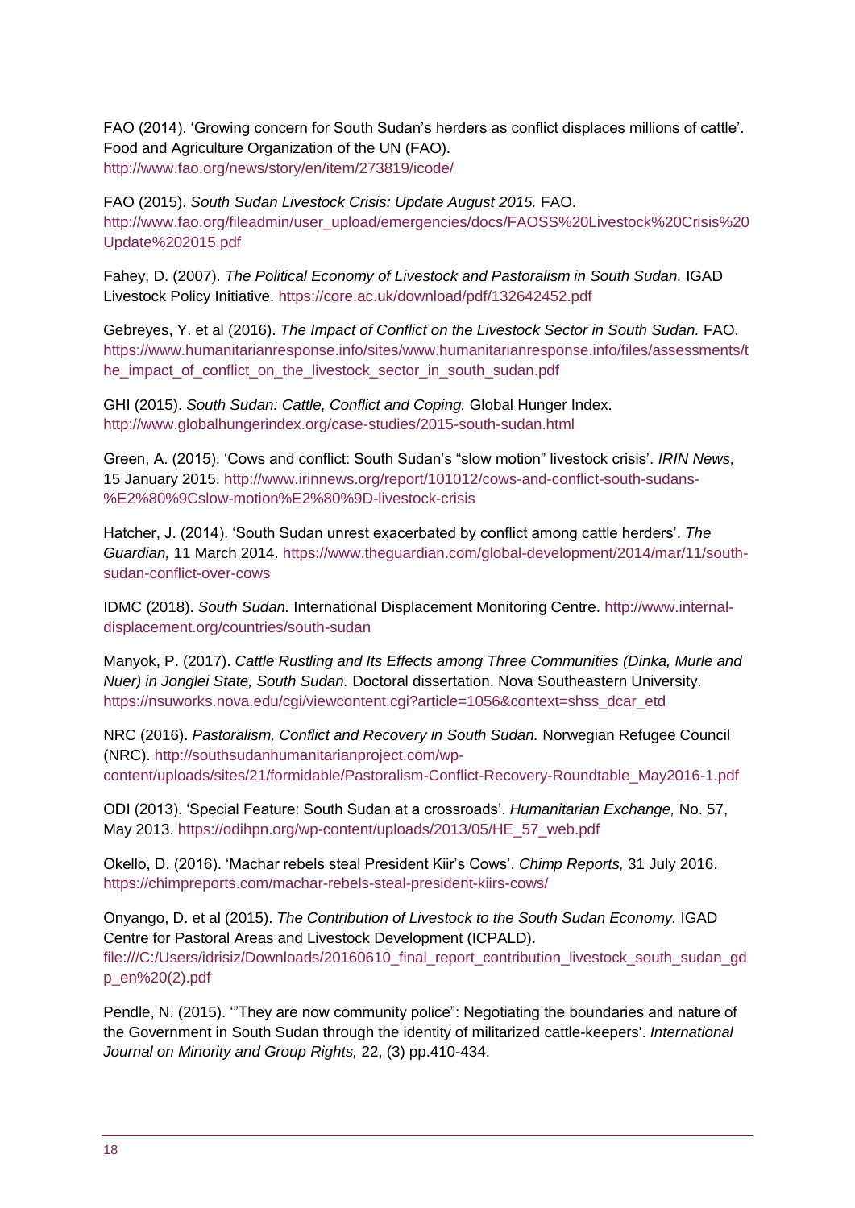FAO (2014). 'Growing concern for South Sudan's herders as conflict displaces millions of cattle'. Food and Agriculture Organization of the UN (FAO). http://www.fao.org/news/story/en/item/273819/icode/

FAO (2015). *South Sudan Livestock Crisis: Update August 2015.* FAO. http://www.fao.org/fileadmin/user_upload/emergencies/docs/FAOSS%20Livestock%20Crisis%20Update%202015.pdf

Fahey, D. (2007). *The Political Economy of Livestock and Pastoralism in South Sudan.* IGAD Livestock Policy Initiative. https://core.ac.uk/download/pdf/132642452.pdf

Gebreyes, Y. et al (2016). *The Impact of Conflict on the Livestock Sector in South Sudan.* FAO. https://www.humanitarianresponse.info/sites/www.humanitarianresponse.info/files/assessments/the_impact_of_conflict_on_the_livestock_sector_in_south_sudan.pdf

GHI (2015). *South Sudan: Cattle, Conflict and Coping.* Global Hunger Index. http://www.globalhungerindex.org/case-studies/2015-south-sudan.html

Green, A. (2015). 'Cows and conflict: South Sudan's "slow motion" livestock crisis'. *IRIN News,* 15 January 2015. http://www.irinnews.org/report/101012/cows-and-conflict-south-sudans-%E2%80%9Cslow-motion%E2%80%9D-livestock-crisis

Hatcher, J. (2014). 'South Sudan unrest exacerbated by conflict among cattle herders'. *The Guardian,* 11 March 2014. https://www.theguardian.com/global-development/2014/mar/11/south-sudan-conflict-over-cows

IDMC (2018). *South Sudan.* International Displacement Monitoring Centre. http://www.internal-displacement.org/countries/south-sudan

Manyok, P. (2017). *Cattle Rustling and Its Effects among Three Communities (Dinka, Murle and Nuer) in Jonglei State, South Sudan.* Doctoral dissertation. Nova Southeastern University. https://nsuworks.nova.edu/cgi/viewcontent.cgi?article=1056&context=shss_dcar_etd

NRC (2016). *Pastoralism, Conflict and Recovery in South Sudan.* Norwegian Refugee Council (NRC). http://southsudanhumanitarianproject.com/wp-content/uploads/sites/21/formidable/Pastoralism-Conflict-Recovery-Roundtable_May2016-1.pdf

ODI (2013). 'Special Feature: South Sudan at a crossroads'. *Humanitarian Exchange,* No. 57, May 2013. https://odihpn.org/wp-content/uploads/2013/05/HE_57_web.pdf

Okello, D. (2016). 'Machar rebels steal President Kiir's Cows'. *Chimp Reports,* 31 July 2016. https://chimpreports.com/machar-rebels-steal-president-kiirs-cows/

Onyango, D. et al (2015). *The Contribution of Livestock to the South Sudan Economy.* IGAD Centre for Pastoral Areas and Livestock Development (ICPALD). file:///C:/Users/idrisiz/Downloads/20160610_final_report_contribution_livestock_south_sudan_gdp_en%20(2).pdf

Pendle, N. (2015). '"They are now community police": Negotiating the boundaries and nature of the Government in South Sudan through the identity of militarized cattle-keepers'. *International Journal on Minority and Group Rights,* 22, (3) pp.410-434.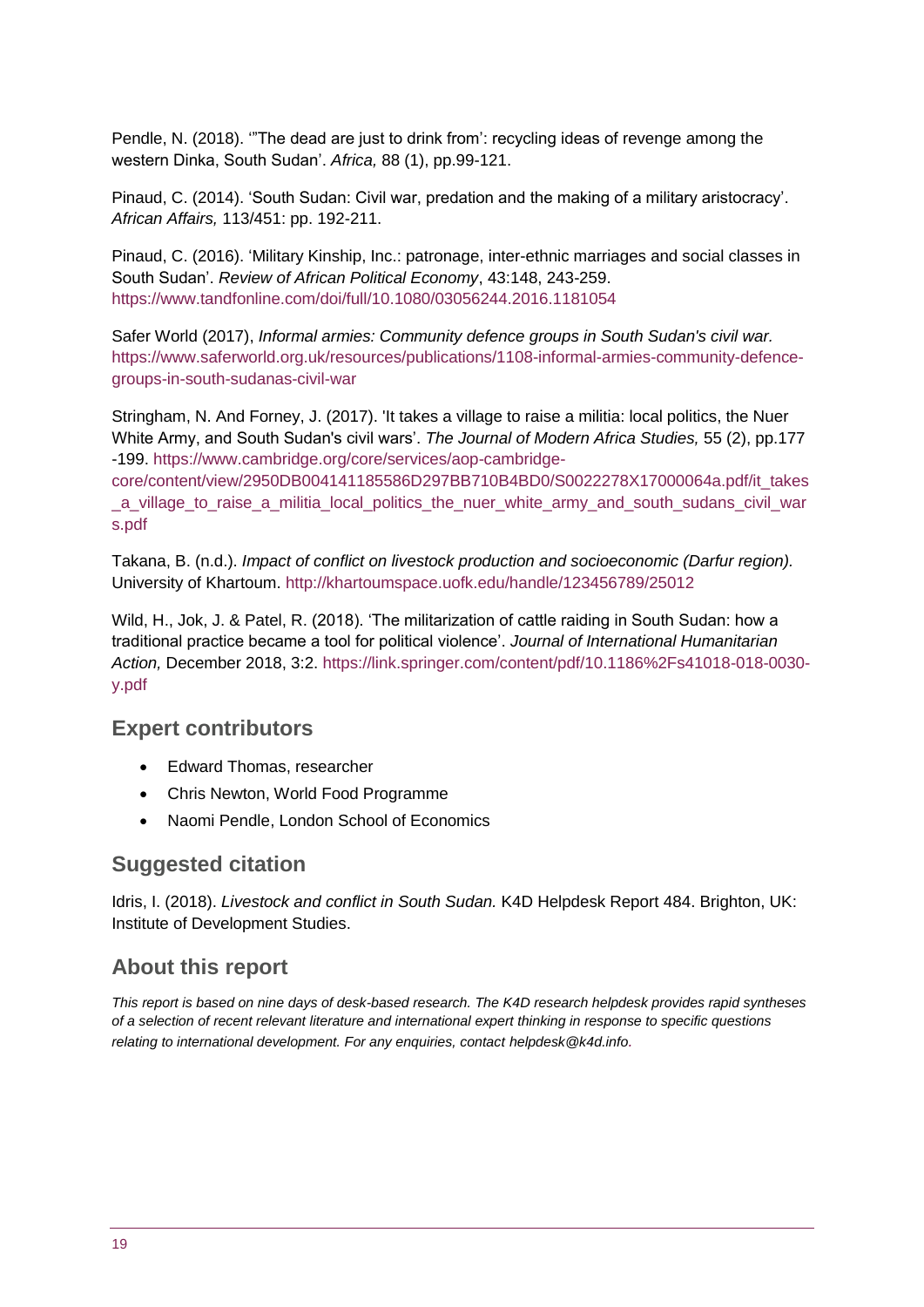Pendle, N. (2018). '"The dead are just to drink from': recycling ideas of revenge among the western Dinka, South Sudan'. *Africa,* 88 (1), pp.99-121.

Pinaud, C. (2014). 'South Sudan: Civil war, predation and the making of a military aristocracy'. *African Affairs,* 113/451: pp. 192-211.

Pinaud, C. (2016). 'Military Kinship, Inc.: patronage, inter-ethnic marriages and social classes in South Sudan'. *Review of African Political Economy*, 43:148, 243-259. https://www.tandfonline.com/doi/full/10.1080/03056244.2016.1181054

Safer World (2017), *Informal armies: Community defence groups in South Sudan's civil war.* https://www.saferworld.org.uk/resources/publications/1108-informal-armies-community-defence-groups-in-south-sudanas-civil-war

Stringham, N. And Forney, J. (2017). 'It takes a village to raise a militia: local politics, the Nuer White Army, and South Sudan's civil wars'. *The Journal of Modern Africa Studies,* 55 (2), pp.177 -199. https://www.cambridge.org/core/services/aop-cambridge-core/content/view/2950DB004141185586D297BB710B4BD0/S0022278X17000064a.pdf/it_takes_a_village_to_raise_a_militia_local_politics_the_nuer_white_army_and_south_sudans_civil_wars.pdf

Takana, B. (n.d.). *Impact of conflict on livestock production and socioeconomic (Darfur region).* University of Khartoum. http://khartoumspace.uofk.edu/handle/123456789/25012

Wild, H., Jok, J. & Patel, R. (2018). 'The militarization of cattle raiding in South Sudan: how a traditional practice became a tool for political violence'. *Journal of International Humanitarian Action,* December 2018, 3:2. https://link.springer.com/content/pdf/10.1186%2Fs41018-018-0030-y.pdf

## Expert contributors

- Edward Thomas, researcher
- Chris Newton, World Food Programme
- Naomi Pendle, London School of Economics

## Suggested citation

Idris, I. (2018). *Livestock and conflict in South Sudan.* K4D Helpdesk Report 484. Brighton, UK: Institute of Development Studies.

## About this report

*This report is based on nine days of desk-based research. The K4D research helpdesk provides rapid syntheses of a selection of recent relevant literature and international expert thinking in response to specific questions relating to international development. For any enquiries, contact helpdesk@k4d.info.*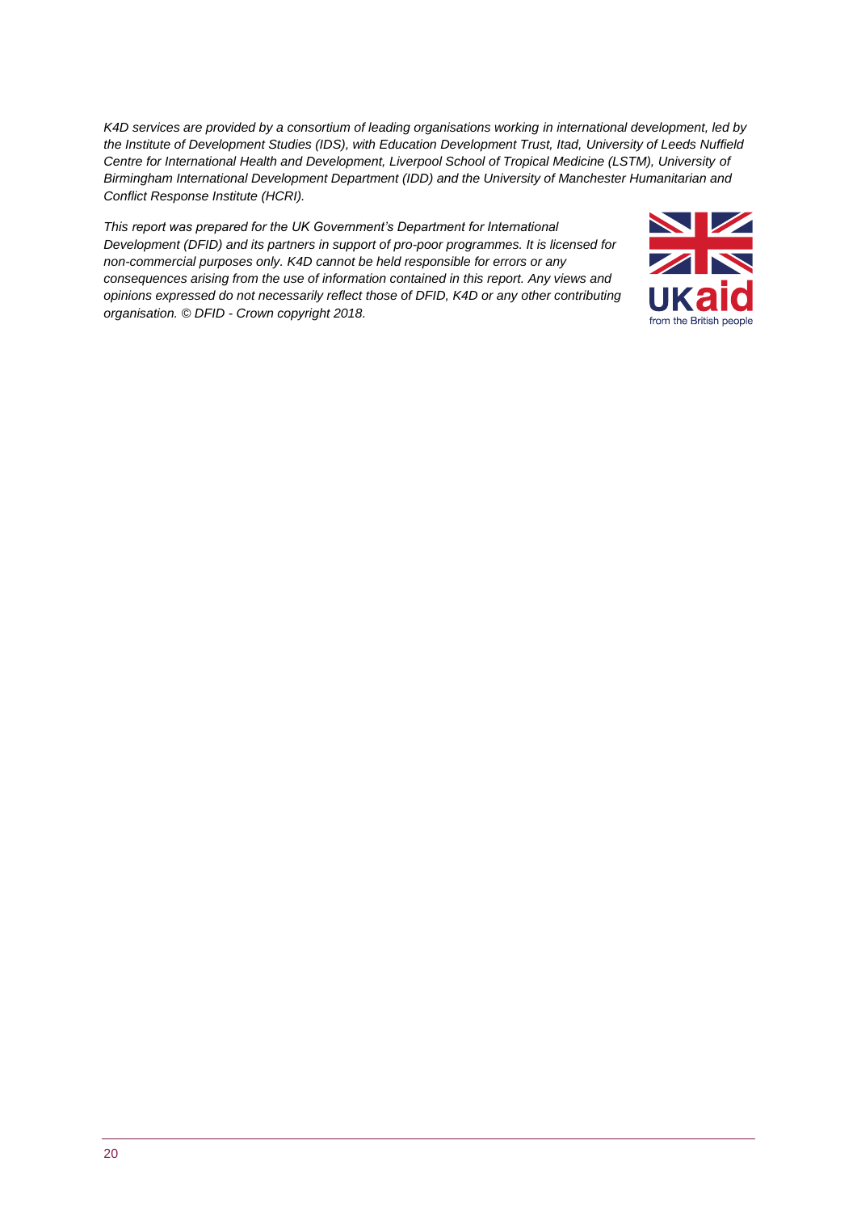*K4D services are provided by a consortium of leading organisations working in international development, led by the Institute of Development Studies (IDS), with Education Development Trust, Itad, University of Leeds Nuffield Centre for International Health and Development, Liverpool School of Tropical Medicine (LSTM), University of Birmingham International Development Department (IDD) and the University of Manchester Humanitarian and Conflict Response Institute (HCRI).*

*This report was prepared for the UK Government's Department for International Development (DFID) and its partners in support of pro-poor programmes. It is licensed for non-commercial purposes only. K4D cannot be held responsible for errors or any consequences arising from the use of information contained in this report. Any views and opinions expressed do not necessarily reflect those of DFID, K4D or any other contributing organisation. © DFID - Crown copyright 2018.*